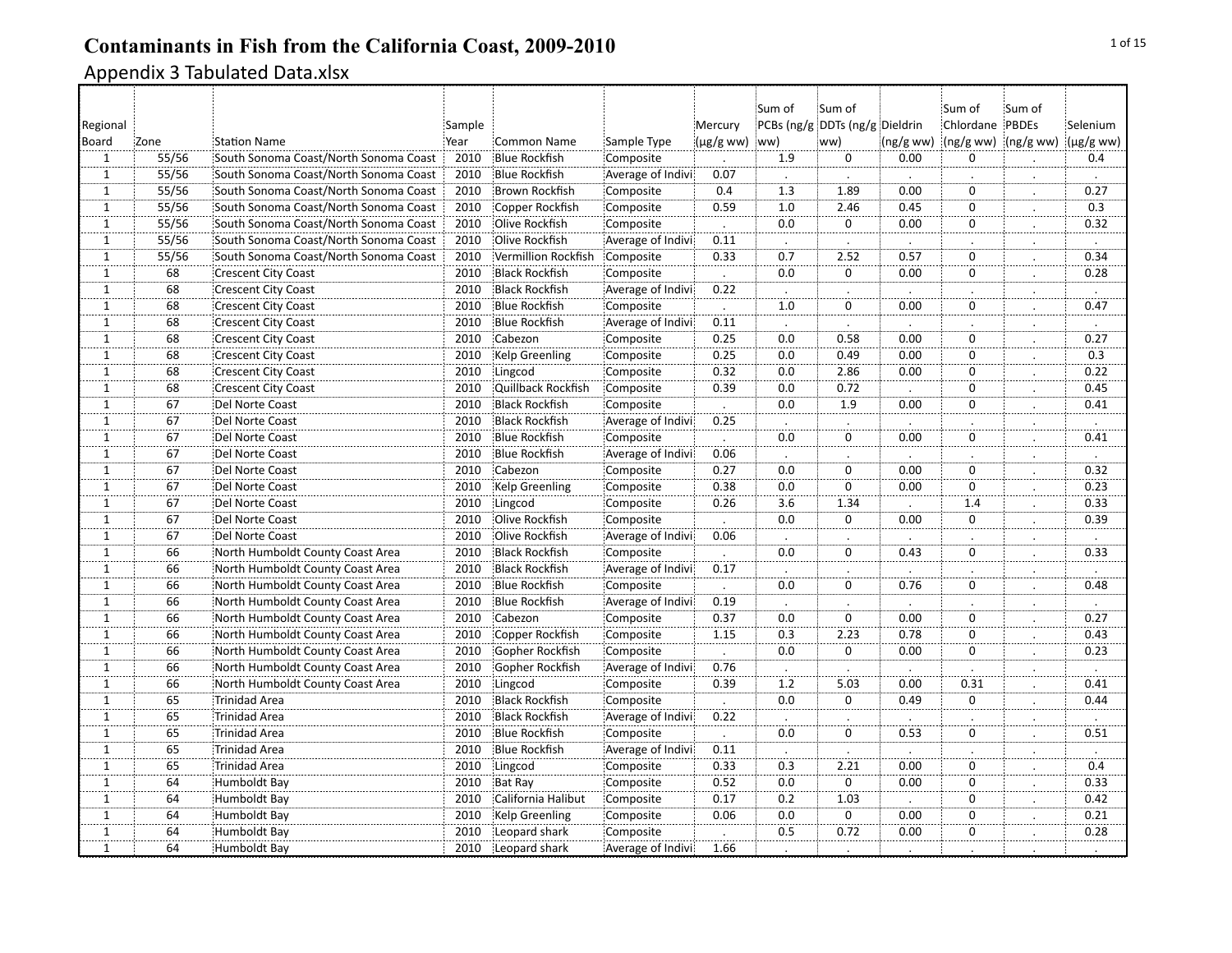# Contaminants in Fish from the California Coast, 2009-2010

## Appendix 3 Tabulated Data.xlsx

| Regional Board | Zone | Station Name | Sample Year | Common Name | Sample Type | Mercury (µg/g ww) | Sum of PCBs (ng/g ww) | Sum of DDTs (ng/g ww) | Dieldrin (ng/g ww) | Sum of Chlordane (ng/g ww) | Sum of PBDEs (ng/g ww) | Selenium (µg/g ww) |
|---|---|---|---|---|---|---|---|---|---|---|---|---|
| 1 | 55/56 | South Sonoma Coast/North Sonoma Coast | 2010 | Blue Rockfish | Composite | . | 1.9 | 0 | 0.00 | 0 | . | 0.4 |
| 1 | 55/56 | South Sonoma Coast/North Sonoma Coast | 2010 | Blue Rockfish | Average of Indivi | 0.07 | . | . | . | . | . | . |
| 1 | 55/56 | South Sonoma Coast/North Sonoma Coast | 2010 | Brown Rockfish | Composite | 0.4 | 1.3 | 1.89 | 0.00 | 0 | . | 0.27 |
| 1 | 55/56 | South Sonoma Coast/North Sonoma Coast | 2010 | Copper Rockfish | Composite | 0.59 | 1.0 | 2.46 | 0.45 | 0 | . | 0.3 |
| 1 | 55/56 | South Sonoma Coast/North Sonoma Coast | 2010 | Olive Rockfish | Composite | . | 0.0 | 0 | 0.00 | 0 | . | 0.32 |
| 1 | 55/56 | South Sonoma Coast/North Sonoma Coast | 2010 | Olive Rockfish | Average of Indivi | 0.11 | . | . | . | . | . | . |
| 1 | 55/56 | South Sonoma Coast/North Sonoma Coast | 2010 | Vermillion Rockfish | Composite | 0.33 | 0.7 | 2.52 | 0.57 | 0 | . | 0.34 |
| 1 | 68 | Crescent City Coast | 2010 | Black Rockfish | Composite | . | 0.0 | 0 | 0.00 | 0 | . | 0.28 |
| 1 | 68 | Crescent City Coast | 2010 | Black Rockfish | Average of Indivi | 0.22 | . | . | . | . | . | . |
| 1 | 68 | Crescent City Coast | 2010 | Blue Rockfish | Composite | . | 1.0 | 0 | 0.00 | 0 | . | 0.47 |
| 1 | 68 | Crescent City Coast | 2010 | Blue Rockfish | Average of Indivi | 0.11 | . | . | . | . | . | . |
| 1 | 68 | Crescent City Coast | 2010 | Cabezon | Composite | 0.25 | 0.0 | 0.58 | 0.00 | 0 | . | 0.27 |
| 1 | 68 | Crescent City Coast | 2010 | Kelp Greenling | Composite | 0.25 | 0.0 | 0.49 | 0.00 | 0 | . | 0.3 |
| 1 | 68 | Crescent City Coast | 2010 | Lingcod | Composite | 0.32 | 0.0 | 2.86 | 0.00 | 0 | . | 0.22 |
| 1 | 68 | Crescent City Coast | 2010 | Quillback Rockfish | Composite | 0.39 | 0.0 | 0.72 | . | 0 | . | 0.45 |
| 1 | 67 | Del Norte Coast | 2010 | Black Rockfish | Composite | . | 0.0 | 1.9 | 0.00 | 0 | . | 0.41 |
| 1 | 67 | Del Norte Coast | 2010 | Black Rockfish | Average of Indivi | 0.25 | . | . | . | . | . | . |
| 1 | 67 | Del Norte Coast | 2010 | Blue Rockfish | Composite | . | 0.0 | 0 | 0.00 | 0 | . | 0.41 |
| 1 | 67 | Del Norte Coast | 2010 | Blue Rockfish | Average of Indivi | 0.06 | . | . | . | . | . | . |
| 1 | 67 | Del Norte Coast | 2010 | Cabezon | Composite | 0.27 | 0.0 | 0 | 0.00 | 0 | . | 0.32 |
| 1 | 67 | Del Norte Coast | 2010 | Kelp Greenling | Composite | 0.38 | 0.0 | 0 | 0.00 | 0 | . | 0.23 |
| 1 | 67 | Del Norte Coast | 2010 | Lingcod | Composite | 0.26 | 3.6 | 1.34 | . | 1.4 | . | 0.33 |
| 1 | 67 | Del Norte Coast | 2010 | Olive Rockfish | Composite | . | 0.0 | 0 | 0.00 | 0 | . | 0.39 |
| 1 | 67 | Del Norte Coast | 2010 | Olive Rockfish | Average of Indivi | 0.06 | . | . | . | . | . | . |
| 1 | 66 | North Humboldt County Coast Area | 2010 | Black Rockfish | Composite | . | 0.0 | 0 | 0.43 | 0 | . | 0.33 |
| 1 | 66 | North Humboldt County Coast Area | 2010 | Black Rockfish | Average of Indivi | 0.17 | . | . | . | . | . | . |
| 1 | 66 | North Humboldt County Coast Area | 2010 | Blue Rockfish | Composite | . | 0.0 | 0 | 0.76 | 0 | . | 0.48 |
| 1 | 66 | North Humboldt County Coast Area | 2010 | Blue Rockfish | Average of Indivi | 0.19 | . | . | . | . | . | . |
| 1 | 66 | North Humboldt County Coast Area | 2010 | Cabezon | Composite | 0.37 | 0.0 | 0 | 0.00 | 0 | . | 0.27 |
| 1 | 66 | North Humboldt County Coast Area | 2010 | Copper Rockfish | Composite | 1.15 | 0.3 | 2.23 | 0.78 | 0 | . | 0.43 |
| 1 | 66 | North Humboldt County Coast Area | 2010 | Gopher Rockfish | Composite | . | 0.0 | 0 | 0.00 | 0 | . | 0.23 |
| 1 | 66 | North Humboldt County Coast Area | 2010 | Gopher Rockfish | Average of Indivi | 0.76 | . | . | . | . | . | . |
| 1 | 66 | North Humboldt County Coast Area | 2010 | Lingcod | Composite | 0.39 | 1.2 | 5.03 | 0.00 | 0.31 | . | 0.41 |
| 1 | 65 | Trinidad Area | 2010 | Black Rockfish | Composite | . | 0.0 | 0 | 0.49 | 0 | . | 0.44 |
| 1 | 65 | Trinidad Area | 2010 | Black Rockfish | Average of Indivi | 0.22 | . | . | . | . | . | . |
| 1 | 65 | Trinidad Area | 2010 | Blue Rockfish | Composite | . | 0.0 | 0 | 0.53 | 0 | . | 0.51 |
| 1 | 65 | Trinidad Area | 2010 | Blue Rockfish | Average of Indivi | 0.11 | . | . | . | . | . | . |
| 1 | 65 | Trinidad Area | 2010 | Lingcod | Composite | 0.33 | 0.3 | 2.21 | 0.00 | 0 | . | 0.4 |
| 1 | 64 | Humboldt Bay | 2010 | Bat Ray | Composite | 0.52 | 0.0 | 0 | 0.00 | 0 | . | 0.33 |
| 1 | 64 | Humboldt Bay | 2010 | California Halibut | Composite | 0.17 | 0.2 | 1.03 | . | 0 | . | 0.42 |
| 1 | 64 | Humboldt Bay | 2010 | Kelp Greenling | Composite | 0.06 | 0.0 | 0 | 0.00 | 0 | . | 0.21 |
| 1 | 64 | Humboldt Bay | 2010 | Leopard shark | Composite | . | 0.5 | 0.72 | 0.00 | 0 | . | 0.28 |
| 1 | 64 | Humboldt Bay | 2010 | Leopard shark | Average of Indivi | 1.66 | . | . | . | . | . | . |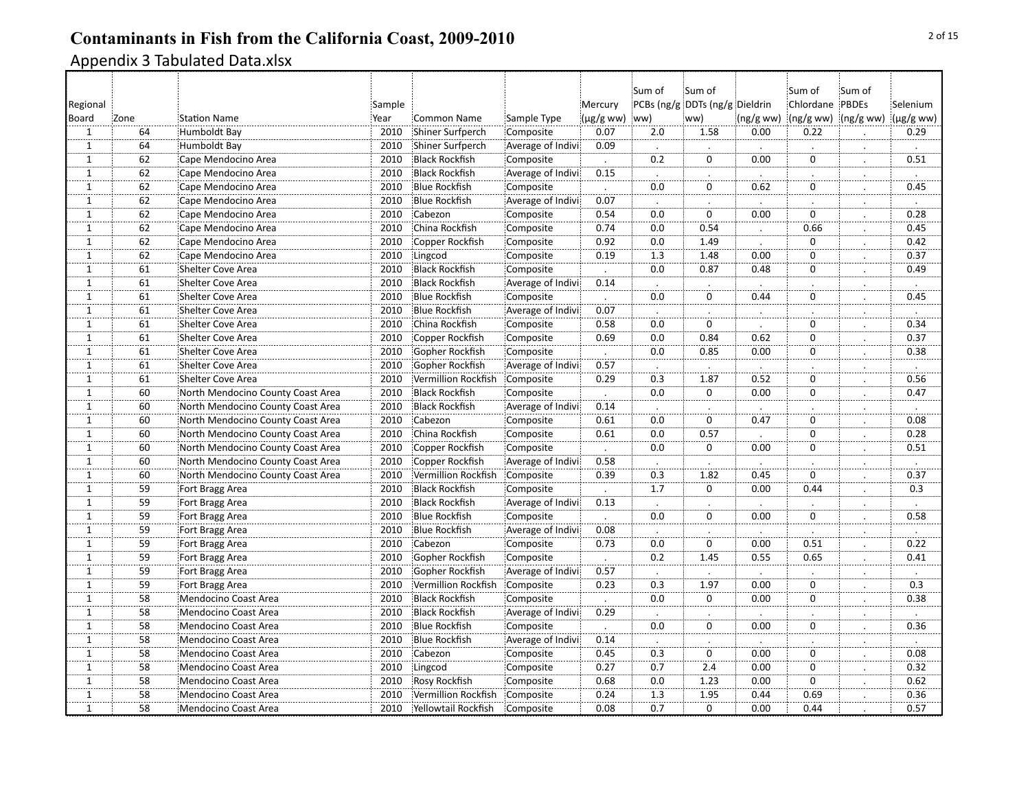# Contaminants in Fish from the California Coast, 2009-2010

## Appendix 3 Tabulated Data.xlsx

| Regional Board | Zone | Station Name | Sample Year | Common Name | Sample Type | Mercury (µg/g ww) | Sum of PCBs (ng/g ww) | Sum of DDTs (ng/g ww) | Dieldrin (ng/g ww) | Sum of Chlordane (ng/g ww) | Sum of PBDEs (ng/g ww) | Selenium (µg/g ww) |
|---|---|---|---|---|---|---|---|---|---|---|---|---|
| 1 | 64 | Humboldt Bay | 2010 | Shiner Surfperch | Composite | 0.07 | 2.0 | 1.58 | 0.00 | 0.22 | . | 0.29 |
| 1 | 64 | Humboldt Bay | 2010 | Shiner Surfperch | Average of Indivi | 0.09 | . | . | . | . | . | . |
| 1 | 62 | Cape Mendocino Area | 2010 | Black Rockfish | Composite | . | 0.2 | 0 | 0.00 | 0 | . | 0.51 |
| 1 | 62 | Cape Mendocino Area | 2010 | Black Rockfish | Average of Indivi | 0.15 | . | . | . | . | . | . |
| 1 | 62 | Cape Mendocino Area | 2010 | Blue Rockfish | Composite | . | 0.0 | 0 | 0.62 | 0 | . | 0.45 |
| 1 | 62 | Cape Mendocino Area | 2010 | Blue Rockfish | Average of Indivi | 0.07 | . | . | . | . | . | . |
| 1 | 62 | Cape Mendocino Area | 2010 | Cabezon | Composite | 0.54 | 0.0 | 0 | 0.00 | 0 | . | 0.28 |
| 1 | 62 | Cape Mendocino Area | 2010 | China Rockfish | Composite | 0.74 | 0.0 | 0.54 | . | 0.66 | . | 0.45 |
| 1 | 62 | Cape Mendocino Area | 2010 | Copper Rockfish | Composite | 0.92 | 0.0 | 1.49 | . | 0 | . | 0.42 |
| 1 | 62 | Cape Mendocino Area | 2010 | Lingcod | Composite | 0.19 | 1.3 | 1.48 | 0.00 | 0 | . | 0.37 |
| 1 | 61 | Shelter Cove Area | 2010 | Black Rockfish | Composite | . | 0.0 | 0.87 | 0.48 | 0 | . | 0.49 |
| 1 | 61 | Shelter Cove Area | 2010 | Black Rockfish | Average of Indivi | 0.14 | . | . | . | . | . | . |
| 1 | 61 | Shelter Cove Area | 2010 | Blue Rockfish | Composite | . | 0.0 | 0 | 0.44 | 0 | . | 0.45 |
| 1 | 61 | Shelter Cove Area | 2010 | Blue Rockfish | Average of Indivi | 0.07 | . | . | . | . | . | . |
| 1 | 61 | Shelter Cove Area | 2010 | China Rockfish | Composite | 0.58 | 0.0 | 0 | . | 0 | . | 0.34 |
| 1 | 61 | Shelter Cove Area | 2010 | Copper Rockfish | Composite | 0.69 | 0.0 | 0.84 | 0.62 | 0 | . | 0.37 |
| 1 | 61 | Shelter Cove Area | 2010 | Gopher Rockfish | Composite | . | 0.0 | 0.85 | 0.00 | 0 | . | 0.38 |
| 1 | 61 | Shelter Cove Area | 2010 | Gopher Rockfish | Average of Indivi | 0.57 | . | . | . | . | . | . |
| 1 | 61 | Shelter Cove Area | 2010 | Vermillion Rockfish | Composite | 0.29 | 0.3 | 1.87 | 0.52 | 0 | . | 0.56 |
| 1 | 60 | North Mendocino County Coast Area | 2010 | Black Rockfish | Composite | . | 0.0 | 0 | 0.00 | 0 | . | 0.47 |
| 1 | 60 | North Mendocino County Coast Area | 2010 | Black Rockfish | Average of Indivi | 0.14 | . | . | . | . | . | . |
| 1 | 60 | North Mendocino County Coast Area | 2010 | Cabezon | Composite | 0.61 | 0.0 | 0 | 0.47 | 0 | . | 0.08 |
| 1 | 60 | North Mendocino County Coast Area | 2010 | China Rockfish | Composite | 0.61 | 0.0 | 0.57 | . | 0 | . | 0.28 |
| 1 | 60 | North Mendocino County Coast Area | 2010 | Copper Rockfish | Composite | . | 0.0 | 0 | 0.00 | 0 | . | 0.51 |
| 1 | 60 | North Mendocino County Coast Area | 2010 | Copper Rockfish | Average of Indivi | 0.58 | . | . | . | . | . | . |
| 1 | 60 | North Mendocino County Coast Area | 2010 | Vermillion Rockfish | Composite | 0.39 | 0.3 | 1.82 | 0.45 | 0 | . | 0.37 |
| 1 | 59 | Fort Bragg Area | 2010 | Black Rockfish | Composite | . | 1.7 | 0 | 0.00 | 0.44 | . | 0.3 |
| 1 | 59 | Fort Bragg Area | 2010 | Black Rockfish | Average of Indivi | 0.13 | . | . | . | . | . | . |
| 1 | 59 | Fort Bragg Area | 2010 | Blue Rockfish | Composite | . | 0.0 | 0 | 0.00 | 0 | . | 0.58 |
| 1 | 59 | Fort Bragg Area | 2010 | Blue Rockfish | Average of Indivi | 0.08 | . | . | . | . | . | . |
| 1 | 59 | Fort Bragg Area | 2010 | Cabezon | Composite | 0.73 | 0.0 | 0 | 0.00 | 0.51 | . | 0.22 |
| 1 | 59 | Fort Bragg Area | 2010 | Gopher Rockfish | Composite | . | 0.2 | 1.45 | 0.55 | 0.65 | . | 0.41 |
| 1 | 59 | Fort Bragg Area | 2010 | Gopher Rockfish | Average of Indivi | 0.57 | . | . | . | . | . | . |
| 1 | 59 | Fort Bragg Area | 2010 | Vermillion Rockfish | Composite | 0.23 | 0.3 | 1.97 | 0.00 | 0 | . | 0.3 |
| 1 | 58 | Mendocino Coast Area | 2010 | Black Rockfish | Composite | . | 0.0 | 0 | 0.00 | 0 | . | 0.38 |
| 1 | 58 | Mendocino Coast Area | 2010 | Black Rockfish | Average of Indivi | 0.29 | . | . | . | . | . | . |
| 1 | 58 | Mendocino Coast Area | 2010 | Blue Rockfish | Composite | . | 0.0 | 0 | 0.00 | 0 | . | 0.36 |
| 1 | 58 | Mendocino Coast Area | 2010 | Blue Rockfish | Average of Indivi | 0.14 | . | . | . | . | . | . |
| 1 | 58 | Mendocino Coast Area | 2010 | Cabezon | Composite | 0.45 | 0.3 | 0 | 0.00 | 0 | . | 0.08 |
| 1 | 58 | Mendocino Coast Area | 2010 | Lingcod | Composite | 0.27 | 0.7 | 2.4 | 0.00 | 0 | . | 0.32 |
| 1 | 58 | Mendocino Coast Area | 2010 | Rosy Rockfish | Composite | 0.68 | 0.0 | 1.23 | 0.00 | 0 | . | 0.62 |
| 1 | 58 | Mendocino Coast Area | 2010 | Vermillion Rockfish | Composite | 0.24 | 1.3 | 1.95 | 0.44 | 0.69 | . | 0.36 |
| 1 | 58 | Mendocino Coast Area | 2010 | Yellowtail Rockfish | Composite | 0.08 | 0.7 | 0 | 0.00 | 0.44 | . | 0.57 |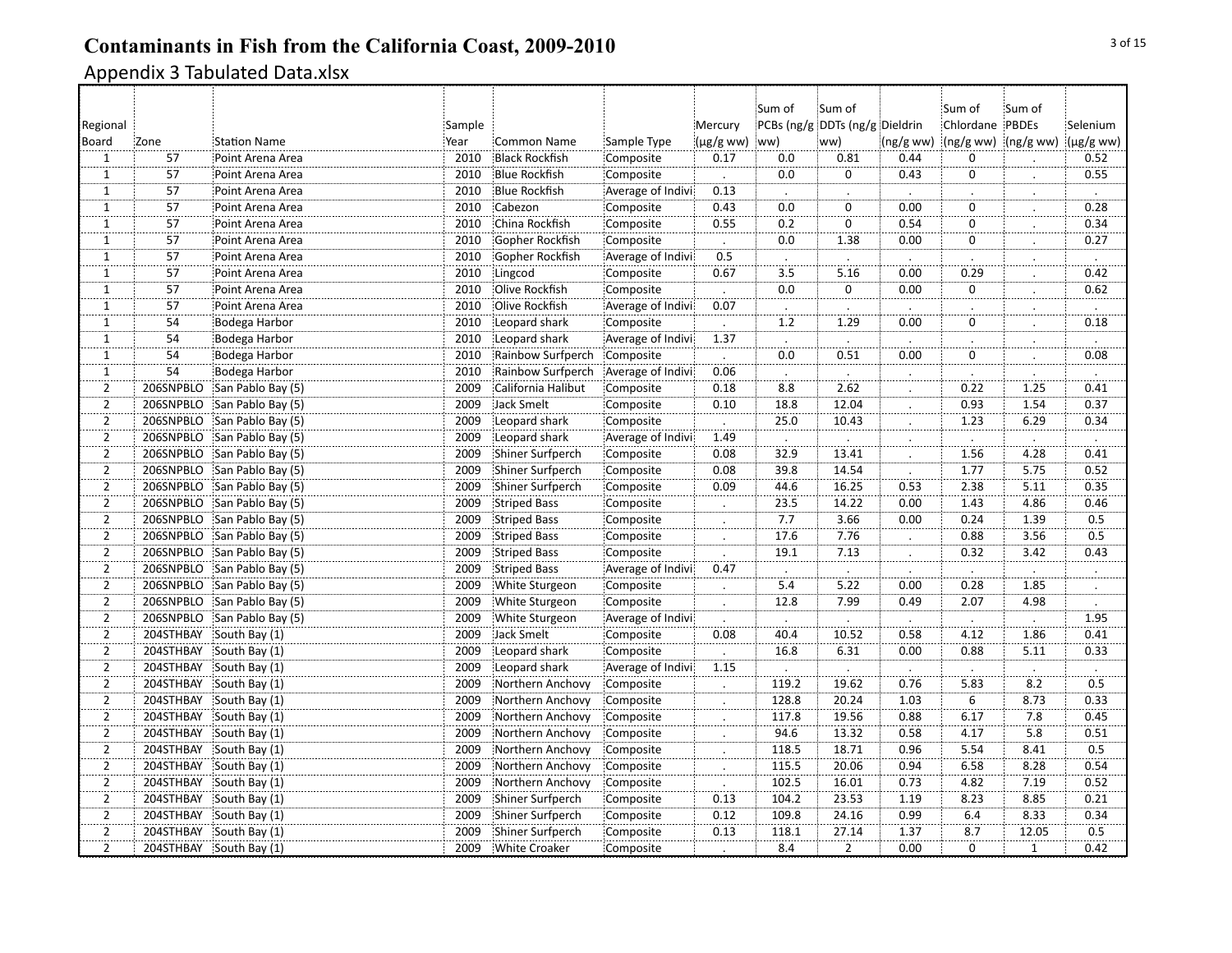# Contaminants in Fish from the California Coast, 2009-2010

## Appendix 3 Tabulated Data.xlsx

| Regional Board | Zone | Station Name | Sample Year | Common Name | Sample Type | Mercury (µg/g ww) | Sum of PCBs (ng/g ww) | Sum of DDTs (ng/g ww) | Dieldrin (ng/g ww) | Sum of Chlordane (ng/g ww) | Sum of PBDEs (ng/g ww) | Selenium (µg/g ww) |
|---|---|---|---|---|---|---|---|---|---|---|---|---|
| 1 | 57 | Point Arena Area | 2010 | Black Rockfish | Composite | 0.17 | 0.0 | 0.81 | 0.44 | 0 | . | 0.52 |
| 1 | 57 | Point Arena Area | 2010 | Blue Rockfish | Composite | . | 0.0 | 0 | 0.43 | 0 | . | 0.55 |
| 1 | 57 | Point Arena Area | 2010 | Blue Rockfish | Average of Indivi | 0.13 | . | . | . | . | . | . |
| 1 | 57 | Point Arena Area | 2010 | Cabezon | Composite | 0.43 | 0.0 | 0 | 0.00 | 0 | . | 0.28 |
| 1 | 57 | Point Arena Area | 2010 | China Rockfish | Composite | 0.55 | 0.2 | 0 | 0.54 | 0 | . | 0.34 |
| 1 | 57 | Point Arena Area | 2010 | Gopher Rockfish | Composite | . | 0.0 | 1.38 | 0.00 | 0 | . | 0.27 |
| 1 | 57 | Point Arena Area | 2010 | Gopher Rockfish | Average of Indivi | 0.5 | . | . | . | . | . | . |
| 1 | 57 | Point Arena Area | 2010 | Lingcod | Composite | 0.67 | 3.5 | 5.16 | 0.00 | 0.29 | . | 0.42 |
| 1 | 57 | Point Arena Area | 2010 | Olive Rockfish | Composite | . | 0.0 | 0 | 0.00 | 0 | . | 0.62 |
| 1 | 57 | Point Arena Area | 2010 | Olive Rockfish | Average of Indivi | 0.07 | . | . | . | . | . | . |
| 1 | 54 | Bodega Harbor | 2010 | Leopard shark | Composite | . | 1.2 | 1.29 | 0.00 | 0 | . | 0.18 |
| 1 | 54 | Bodega Harbor | 2010 | Leopard shark | Average of Indivi | 1.37 | . | . | . | . | . | . |
| 1 | 54 | Bodega Harbor | 2010 | Rainbow Surfperch | Composite | . | 0.0 | 0.51 | 0.00 | 0 | . | 0.08 |
| 1 | 54 | Bodega Harbor | 2010 | Rainbow Surfperch | Average of Indivi | 0.06 | . | . | . | . | . | . |
| 2 | 206SNPBLO | San Pablo Bay (5) | 2009 | California Halibut | Composite | 0.18 | 8.8 | 2.62 | . | 0.22 | 1.25 | 0.41 |
| 2 | 206SNPBLO | San Pablo Bay (5) | 2009 | Jack Smelt | Composite | 0.10 | 18.8 | 12.04 | . | 0.93 | 1.54 | 0.37 |
| 2 | 206SNPBLO | San Pablo Bay (5) | 2009 | Leopard shark | Composite | . | 25.0 | 10.43 | . | 1.23 | 6.29 | 0.34 |
| 2 | 206SNPBLO | San Pablo Bay (5) | 2009 | Leopard shark | Average of Indivi | 1.49 | . | . | . | . | . | . |
| 2 | 206SNPBLO | San Pablo Bay (5) | 2009 | Shiner Surfperch | Composite | 0.08 | 32.9 | 13.41 | . | 1.56 | 4.28 | 0.41 |
| 2 | 206SNPBLO | San Pablo Bay (5) | 2009 | Shiner Surfperch | Composite | 0.08 | 39.8 | 14.54 | . | 1.77 | 5.75 | 0.52 |
| 2 | 206SNPBLO | San Pablo Bay (5) | 2009 | Shiner Surfperch | Composite | 0.09 | 44.6 | 16.25 | 0.53 | 2.38 | 5.11 | 0.35 |
| 2 | 206SNPBLO | San Pablo Bay (5) | 2009 | Striped Bass | Composite | . | 23.5 | 14.22 | 0.00 | 1.43 | 4.86 | 0.46 |
| 2 | 206SNPBLO | San Pablo Bay (5) | 2009 | Striped Bass | Composite | . | 7.7 | 3.66 | 0.00 | 0.24 | 1.39 | 0.5 |
| 2 | 206SNPBLO | San Pablo Bay (5) | 2009 | Striped Bass | Composite | . | 17.6 | 7.76 | . | 0.88 | 3.56 | 0.5 |
| 2 | 206SNPBLO | San Pablo Bay (5) | 2009 | Striped Bass | Composite | . | 19.1 | 7.13 | . | 0.32 | 3.42 | 0.43 |
| 2 | 206SNPBLO | San Pablo Bay (5) | 2009 | Striped Bass | Average of Indivi | 0.47 | . | . | . | . | . | . |
| 2 | 206SNPBLO | San Pablo Bay (5) | 2009 | White Sturgeon | Composite | . | 5.4 | 5.22 | 0.00 | 0.28 | 1.85 | . |
| 2 | 206SNPBLO | San Pablo Bay (5) | 2009 | White Sturgeon | Composite | . | 12.8 | 7.99 | 0.49 | 2.07 | 4.98 | . |
| 2 | 206SNPBLO | San Pablo Bay (5) | 2009 | White Sturgeon | Average of Indivi | . | . | . | . | . | . | 1.95 |
| 2 | 204STHBAY | South Bay (1) | 2009 | Jack Smelt | Composite | 0.08 | 40.4 | 10.52 | 0.58 | 4.12 | 1.86 | 0.41 |
| 2 | 204STHBAY | South Bay (1) | 2009 | Leopard shark | Composite | . | 16.8 | 6.31 | 0.00 | 0.88 | 5.11 | 0.33 |
| 2 | 204STHBAY | South Bay (1) | 2009 | Leopard shark | Average of Indivi | 1.15 | . | . | . | . | . | . |
| 2 | 204STHBAY | South Bay (1) | 2009 | Northern Anchovy | Composite | . | 119.2 | 19.62 | 0.76 | 5.83 | 8.2 | 0.5 |
| 2 | 204STHBAY | South Bay (1) | 2009 | Northern Anchovy | Composite | . | 128.8 | 20.24 | 1.03 | 6 | 8.73 | 0.33 |
| 2 | 204STHBAY | South Bay (1) | 2009 | Northern Anchovy | Composite | . | 117.8 | 19.56 | 0.88 | 6.17 | 7.8 | 0.45 |
| 2 | 204STHBAY | South Bay (1) | 2009 | Northern Anchovy | Composite | . | 94.6 | 13.32 | 0.58 | 4.17 | 5.8 | 0.51 |
| 2 | 204STHBAY | South Bay (1) | 2009 | Northern Anchovy | Composite | . | 118.5 | 18.71 | 0.96 | 5.54 | 8.41 | 0.5 |
| 2 | 204STHBAY | South Bay (1) | 2009 | Northern Anchovy | Composite | . | 115.5 | 20.06 | 0.94 | 6.58 | 8.28 | 0.54 |
| 2 | 204STHBAY | South Bay (1) | 2009 | Northern Anchovy | Composite | . | 102.5 | 16.01 | 0.73 | 4.82 | 7.19 | 0.52 |
| 2 | 204STHBAY | South Bay (1) | 2009 | Shiner Surfperch | Composite | 0.13 | 104.2 | 23.53 | 1.19 | 8.23 | 8.85 | 0.21 |
| 2 | 204STHBAY | South Bay (1) | 2009 | Shiner Surfperch | Composite | 0.12 | 109.8 | 24.16 | 0.99 | 6.4 | 8.33 | 0.34 |
| 2 | 204STHBAY | South Bay (1) | 2009 | Shiner Surfperch | Composite | 0.13 | 118.1 | 27.14 | 1.37 | 8.7 | 12.05 | 0.5 |
| 2 | 204STHBAY | South Bay (1) | 2009 | White Croaker | Composite | . | 8.4 | 2 | 0.00 | 0 | 1 | 0.42 |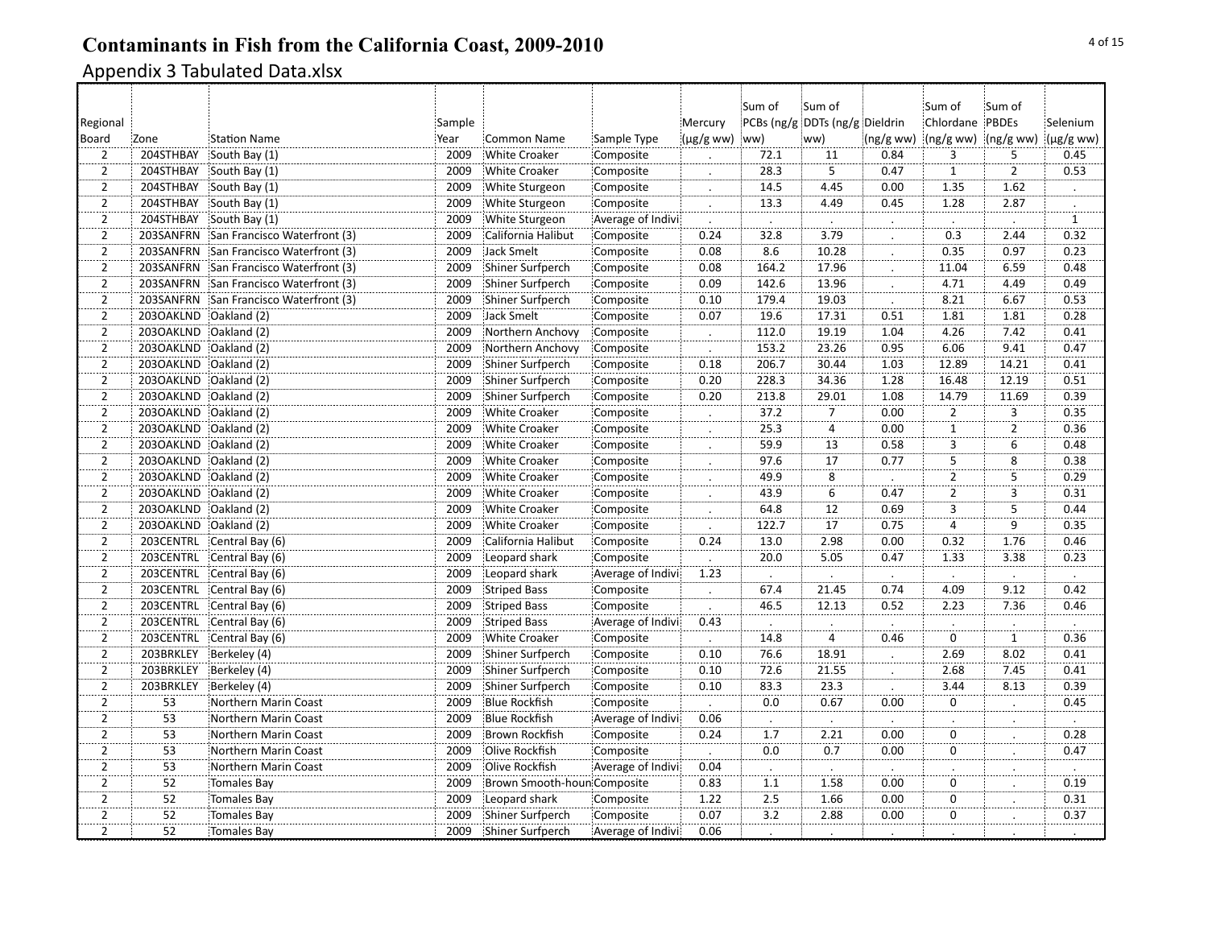# Contaminants in Fish from the California Coast, 2009-2010

## Appendix 3 Tabulated Data.xlsx

| Regional Board | Zone | Station Name | Sample Year | Common Name | Sample Type | Mercury (µg/g ww) | Sum of PCBs (ng/g ww) | Sum of DDTs (ng/g ww) | Dieldrin (ng/g ww) | Sum of Chlordane (ng/g ww) | Sum of PBDEs (ng/g ww) | Selenium (µg/g ww) |
|---|---|---|---|---|---|---|---|---|---|---|---|---|
| 2 | 204STHBAY | South Bay (1) | 2009 | White Croaker | Composite | . | 72.1 | 11 | 0.84 | 3 | 5 | 0.45 |
| 2 | 204STHBAY | South Bay (1) | 2009 | White Croaker | Composite | . | 28.3 | 5 | 0.47 | 1 | 2 | 0.53 |
| 2 | 204STHBAY | South Bay (1) | 2009 | White Sturgeon | Composite | . | 14.5 | 4.45 | 0.00 | 1.35 | 1.62 | . |
| 2 | 204STHBAY | South Bay (1) | 2009 | White Sturgeon | Composite | . | 13.3 | 4.49 | 0.45 | 1.28 | 2.87 | . |
| 2 | 204STHBAY | South Bay (1) | 2009 | White Sturgeon | Average of Indivi | . | . | . | . | . | . | 1 |
| 2 | 203SANFRN | San Francisco Waterfront (3) | 2009 | California Halibut | Composite | 0.24 | 32.8 | 3.79 | . | 0.3 | 2.44 | 0.32 |
| 2 | 203SANFRN | San Francisco Waterfront (3) | 2009 | Jack Smelt | Composite | 0.08 | 8.6 | 10.28 | . | 0.35 | 0.97 | 0.23 |
| 2 | 203SANFRN | San Francisco Waterfront (3) | 2009 | Shiner Surfperch | Composite | 0.08 | 164.2 | 17.96 | . | 11.04 | 6.59 | 0.48 |
| 2 | 203SANFRN | San Francisco Waterfront (3) | 2009 | Shiner Surfperch | Composite | 0.09 | 142.6 | 13.96 | . | 4.71 | 4.49 | 0.49 |
| 2 | 203SANFRN | San Francisco Waterfront (3) | 2009 | Shiner Surfperch | Composite | 0.10 | 179.4 | 19.03 | . | 8.21 | 6.67 | 0.53 |
| 2 | 203OAKLND | Oakland (2) | 2009 | Jack Smelt | Composite | 0.07 | 19.6 | 17.31 | 0.51 | 1.81 | 1.81 | 0.28 |
| 2 | 203OAKLND | Oakland (2) | 2009 | Northern Anchovy | Composite | . | 112.0 | 19.19 | 1.04 | 4.26 | 7.42 | 0.41 |
| 2 | 203OAKLND | Oakland (2) | 2009 | Northern Anchovy | Composite | . | 153.2 | 23.26 | 0.95 | 6.06 | 9.41 | 0.47 |
| 2 | 203OAKLND | Oakland (2) | 2009 | Shiner Surfperch | Composite | 0.18 | 206.7 | 30.44 | 1.03 | 12.89 | 14.21 | 0.41 |
| 2 | 203OAKLND | Oakland (2) | 2009 | Shiner Surfperch | Composite | 0.20 | 228.3 | 34.36 | 1.28 | 16.48 | 12.19 | 0.51 |
| 2 | 203OAKLND | Oakland (2) | 2009 | Shiner Surfperch | Composite | 0.20 | 213.8 | 29.01 | 1.08 | 14.79 | 11.69 | 0.39 |
| 2 | 203OAKLND | Oakland (2) | 2009 | White Croaker | Composite | . | 37.2 | 7 | 0.00 | 2 | 3 | 0.35 |
| 2 | 203OAKLND | Oakland (2) | 2009 | White Croaker | Composite | . | 25.3 | 4 | 0.00 | 1 | 2 | 0.36 |
| 2 | 203OAKLND | Oakland (2) | 2009 | White Croaker | Composite | . | 59.9 | 13 | 0.58 | 3 | 6 | 0.48 |
| 2 | 203OAKLND | Oakland (2) | 2009 | White Croaker | Composite | . | 97.6 | 17 | 0.77 | 5 | 8 | 0.38 |
| 2 | 203OAKLND | Oakland (2) | 2009 | White Croaker | Composite | . | 49.9 | 8 | . | 2 | 5 | 0.29 |
| 2 | 203OAKLND | Oakland (2) | 2009 | White Croaker | Composite | . | 43.9 | 6 | 0.47 | 2 | 3 | 0.31 |
| 2 | 203OAKLND | Oakland (2) | 2009 | White Croaker | Composite | . | 64.8 | 12 | 0.69 | 3 | 5 | 0.44 |
| 2 | 203OAKLND | Oakland (2) | 2009 | White Croaker | Composite | . | 122.7 | 17 | 0.75 | 4 | 9 | 0.35 |
| 2 | 203CENTRL | Central Bay (6) | 2009 | California Halibut | Composite | 0.24 | 13.0 | 2.98 | 0.00 | 0.32 | 1.76 | 0.46 |
| 2 | 203CENTRL | Central Bay (6) | 2009 | Leopard shark | Composite | . | 20.0 | 5.05 | 0.47 | 1.33 | 3.38 | 0.23 |
| 2 | 203CENTRL | Central Bay (6) | 2009 | Leopard shark | Average of Indivi | 1.23 | . | . | . | . | . | . |
| 2 | 203CENTRL | Central Bay (6) | 2009 | Striped Bass | Composite | . | 67.4 | 21.45 | 0.74 | 4.09 | 9.12 | 0.42 |
| 2 | 203CENTRL | Central Bay (6) | 2009 | Striped Bass | Composite | . | 46.5 | 12.13 | 0.52 | 2.23 | 7.36 | 0.46 |
| 2 | 203CENTRL | Central Bay (6) | 2009 | Striped Bass | Average of Indivi | 0.43 | . | . | . | . | . | . |
| 2 | 203CENTRL | Central Bay (6) | 2009 | White Croaker | Composite | . | 14.8 | 4 | 0.46 | 0 | 1 | 0.36 |
| 2 | 203BRKLEY | Berkeley (4) | 2009 | Shiner Surfperch | Composite | 0.10 | 76.6 | 18.91 | . | 2.69 | 8.02 | 0.41 |
| 2 | 203BRKLEY | Berkeley (4) | 2009 | Shiner Surfperch | Composite | 0.10 | 72.6 | 21.55 | . | 2.68 | 7.45 | 0.41 |
| 2 | 203BRKLEY | Berkeley (4) | 2009 | Shiner Surfperch | Composite | 0.10 | 83.3 | 23.3 | . | 3.44 | 8.13 | 0.39 |
| 2 | 53 | Northern Marin Coast | 2009 | Blue Rockfish | Composite | . | 0.0 | 0.67 | 0.00 | 0 | . | 0.45 |
| 2 | 53 | Northern Marin Coast | 2009 | Blue Rockfish | Average of Indivi | 0.06 | . | . | . | . | . | . |
| 2 | 53 | Northern Marin Coast | 2009 | Brown Rockfish | Composite | 0.24 | 1.7 | 2.21 | 0.00 | 0 | . | 0.28 |
| 2 | 53 | Northern Marin Coast | 2009 | Olive Rockfish | Composite | . | 0.0 | 0.7 | 0.00 | 0 | . | 0.47 |
| 2 | 53 | Northern Marin Coast | 2009 | Olive Rockfish | Average of Indivi | 0.04 | . | . | . | . | . | . |
| 2 | 52 | Tomales Bay | 2009 | Brown Smooth-houn | Composite | 0.83 | 1.1 | 1.58 | 0.00 | 0 | . | 0.19 |
| 2 | 52 | Tomales Bay | 2009 | Leopard shark | Composite | 1.22 | 2.5 | 1.66 | 0.00 | 0 | . | 0.31 |
| 2 | 52 | Tomales Bay | 2009 | Shiner Surfperch | Composite | 0.07 | 3.2 | 2.88 | 0.00 | 0 | . | 0.37 |
| 2 | 52 | Tomales Bay | 2009 | Shiner Surfperch | Average of Indivi | 0.06 | . | . | . | . | . | . |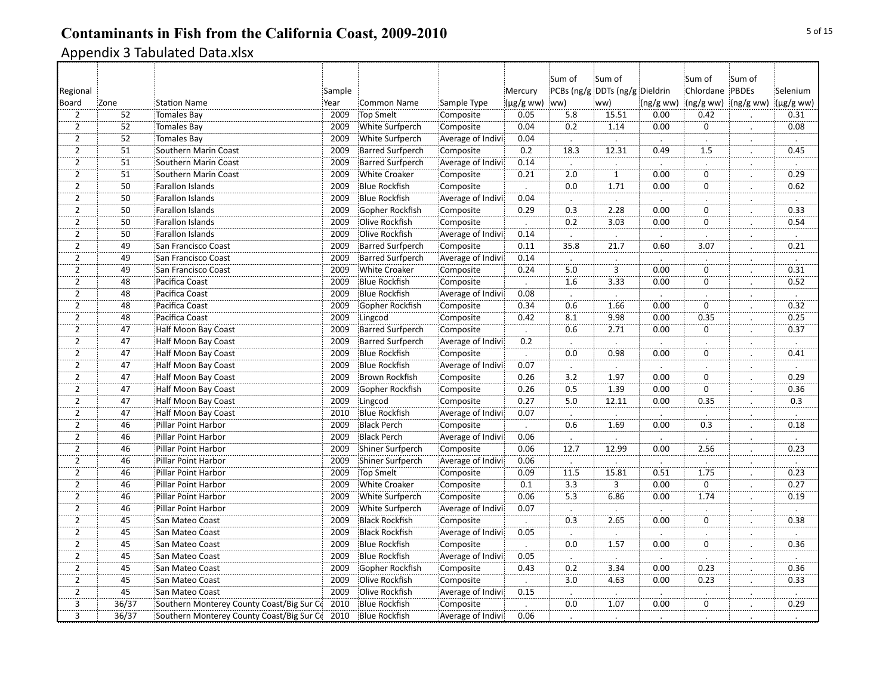# Contaminants in Fish from the California Coast, 2009-2010

Appendix 3 Tabulated Data.xlsx

| Regional Board | Zone | Station Name | Sample Year | Common Name | Sample Type | Mercury (µg/g ww) | Sum of PCBs (ng/g ww) | Sum of DDTs (ng/g ww) | Dieldrin (ng/g ww) | Sum of Chlordane (ng/g ww) | Sum of PBDEs (ng/g ww) | Selenium (µg/g ww) |
|---|---|---|---|---|---|---|---|---|---|---|---|---|
| 2 | 52 | Tomales Bay | 2009 | Top Smelt | Composite | 0.05 | 5.8 | 15.51 | 0.00 | 0.42 | . | 0.31 |
| 2 | 52 | Tomales Bay | 2009 | White Surfperch | Composite | 0.04 | 0.2 | 1.14 | 0.00 | 0 | . | 0.08 |
| 2 | 52 | Tomales Bay | 2009 | White Surfperch | Average of Indivi | 0.04 | . | . | . | . | . | . |
| 2 | 51 | Southern Marin Coast | 2009 | Barred Surfperch | Composite | 0.2 | 18.3 | 12.31 | 0.49 | 1.5 | . | 0.45 |
| 2 | 51 | Southern Marin Coast | 2009 | Barred Surfperch | Average of Indivi | 0.14 | . | . | . | . | . | . |
| 2 | 51 | Southern Marin Coast | 2009 | White Croaker | Composite | 0.21 | 2.0 | 1 | 0.00 | 0 | . | 0.29 |
| 2 | 50 | Farallon Islands | 2009 | Blue Rockfish | Composite | . | 0.0 | 1.71 | 0.00 | 0 | . | 0.62 |
| 2 | 50 | Farallon Islands | 2009 | Blue Rockfish | Average of Indivi | 0.04 | . | . | . | . | . | . |
| 2 | 50 | Farallon Islands | 2009 | Gopher Rockfish | Composite | 0.29 | 0.3 | 2.28 | 0.00 | 0 | . | 0.33 |
| 2 | 50 | Farallon Islands | 2009 | Olive Rockfish | Composite | . | 0.2 | 3.03 | 0.00 | 0 | . | 0.54 |
| 2 | 50 | Farallon Islands | 2009 | Olive Rockfish | Average of Indivi | 0.14 | . | . | . | . | . | . |
| 2 | 49 | San Francisco Coast | 2009 | Barred Surfperch | Composite | 0.11 | 35.8 | 21.7 | 0.60 | 3.07 | . | 0.21 |
| 2 | 49 | San Francisco Coast | 2009 | Barred Surfperch | Average of Indivi | 0.14 | . | . | . | . | . | . |
| 2 | 49 | San Francisco Coast | 2009 | White Croaker | Composite | 0.24 | 5.0 | 3 | 0.00 | 0 | . | 0.31 |
| 2 | 48 | Pacifica Coast | 2009 | Blue Rockfish | Composite | . | 1.6 | 3.33 | 0.00 | 0 | . | 0.52 |
| 2 | 48 | Pacifica Coast | 2009 | Blue Rockfish | Average of Indivi | 0.08 | . | . | . | . | . | . |
| 2 | 48 | Pacifica Coast | 2009 | Gopher Rockfish | Composite | 0.34 | 0.6 | 1.66 | 0.00 | 0 | . | 0.32 |
| 2 | 48 | Pacifica Coast | 2009 | Lingcod | Composite | 0.42 | 8.1 | 9.98 | 0.00 | 0.35 | . | 0.25 |
| 2 | 47 | Half Moon Bay Coast | 2009 | Barred Surfperch | Composite | . | 0.6 | 2.71 | 0.00 | 0 | . | 0.37 |
| 2 | 47 | Half Moon Bay Coast | 2009 | Barred Surfperch | Average of Indivi | 0.2 | . | . | . | . | . | . |
| 2 | 47 | Half Moon Bay Coast | 2009 | Blue Rockfish | Composite | . | 0.0 | 0.98 | 0.00 | 0 | . | 0.41 |
| 2 | 47 | Half Moon Bay Coast | 2009 | Blue Rockfish | Average of Indivi | 0.07 | . | . | . | . | . | . |
| 2 | 47 | Half Moon Bay Coast | 2009 | Brown Rockfish | Composite | 0.26 | 3.2 | 1.97 | 0.00 | 0 | . | 0.29 |
| 2 | 47 | Half Moon Bay Coast | 2009 | Gopher Rockfish | Composite | 0.26 | 0.5 | 1.39 | 0.00 | 0 | . | 0.36 |
| 2 | 47 | Half Moon Bay Coast | 2009 | Lingcod | Composite | 0.27 | 5.0 | 12.11 | 0.00 | 0.35 | . | 0.3 |
| 2 | 47 | Half Moon Bay Coast | 2010 | Blue Rockfish | Average of Indivi | 0.07 | . | . | . | . | . | . |
| 2 | 46 | Pillar Point Harbor | 2009 | Black Perch | Composite | . | 0.6 | 1.69 | 0.00 | 0.3 | . | 0.18 |
| 2 | 46 | Pillar Point Harbor | 2009 | Black Perch | Average of Indivi | 0.06 | . | . | . | . | . | . |
| 2 | 46 | Pillar Point Harbor | 2009 | Shiner Surfperch | Composite | 0.06 | 12.7 | 12.99 | 0.00 | 2.56 | . | 0.23 |
| 2 | 46 | Pillar Point Harbor | 2009 | Shiner Surfperch | Average of Indivi | 0.06 | . | . | . | . | . | . |
| 2 | 46 | Pillar Point Harbor | 2009 | Top Smelt | Composite | 0.09 | 11.5 | 15.81 | 0.51 | 1.75 | . | 0.23 |
| 2 | 46 | Pillar Point Harbor | 2009 | White Croaker | Composite | 0.1 | 3.3 | 3 | 0.00 | 0 | . | 0.27 |
| 2 | 46 | Pillar Point Harbor | 2009 | White Surfperch | Composite | 0.06 | 5.3 | 6.86 | 0.00 | 1.74 | . | 0.19 |
| 2 | 46 | Pillar Point Harbor | 2009 | White Surfperch | Average of Indivi | 0.07 | . | . | . | . | . | . |
| 2 | 45 | San Mateo Coast | 2009 | Black Rockfish | Composite | . | 0.3 | 2.65 | 0.00 | 0 | . | 0.38 |
| 2 | 45 | San Mateo Coast | 2009 | Black Rockfish | Average of Indivi | 0.05 | . | . | . | . | . | . |
| 2 | 45 | San Mateo Coast | 2009 | Blue Rockfish | Composite | . | 0.0 | 1.57 | 0.00 | 0 | . | 0.36 |
| 2 | 45 | San Mateo Coast | 2009 | Blue Rockfish | Average of Indivi | 0.05 | . | . | . | . | . | . |
| 2 | 45 | San Mateo Coast | 2009 | Gopher Rockfish | Composite | 0.43 | 0.2 | 3.34 | 0.00 | 0.23 | . | 0.36 |
| 2 | 45 | San Mateo Coast | 2009 | Olive Rockfish | Composite | . | 3.0 | 4.63 | 0.00 | 0.23 | . | 0.33 |
| 2 | 45 | San Mateo Coast | 2009 | Olive Rockfish | Average of Indivi | 0.15 | . | . | . | . | . | . |
| 3 | 36/37 | Southern Monterey County Coast/Big Sur Co | 2010 | Blue Rockfish | Composite | . | 0.0 | 1.07 | 0.00 | 0 | . | 0.29 |
| 3 | 36/37 | Southern Monterey County Coast/Big Sur Co | 2010 | Blue Rockfish | Average of Indivi | 0.06 | . | . | . | . | . | . |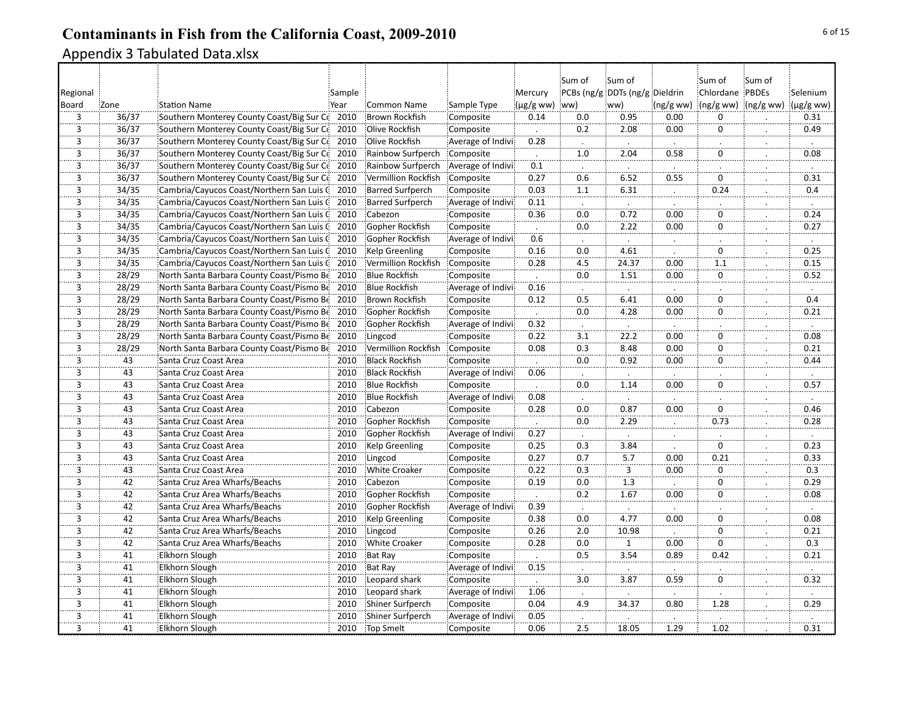# Contaminants in Fish from the California Coast, 2009-2010

## Appendix 3 Tabulated Data.xlsx

| Regional Board | Zone | Station Name | Sample Year | Common Name | Sample Type | Mercury (µg/g ww) | Sum of PCBs (ng/g ww) | Sum of DDTs (ng/g ww) | Dieldrin (ng/g ww) | Sum of Chlordane (ng/g ww) | Sum of PBDEs (ng/g ww) | Selenium (µg/g ww) |
|---|---|---|---|---|---|---|---|---|---|---|---|---|
| 3 | 36/37 | Southern Monterey County Coast/Big Sur Co | 2010 | Brown Rockfish | Composite | 0.14 | 0.0 | 0.95 | 0.00 | 0 | . | 0.31 |
| 3 | 36/37 | Southern Monterey County Coast/Big Sur Co | 2010 | Olive Rockfish | Composite | . | 0.2 | 2.08 | 0.00 | 0 | . | 0.49 |
| 3 | 36/37 | Southern Monterey County Coast/Big Sur Co | 2010 | Olive Rockfish | Average of Indivi | 0.28 | . | . | . | . | . | . |
| 3 | 36/37 | Southern Monterey County Coast/Big Sur Co | 2010 | Rainbow Surfperch | Composite | . | 1.0 | 2.04 | 0.58 | 0 | . | 0.08 |
| 3 | 36/37 | Southern Monterey County Coast/Big Sur Co | 2010 | Rainbow Surfperch | Average of Indivi | 0.1 | . | . | . | . | . | . |
| 3 | 36/37 | Southern Monterey County Coast/Big Sur Co | 2010 | Vermillion Rockfish | Composite | 0.27 | 0.6 | 6.52 | 0.55 | 0 | . | 0.31 |
| 3 | 34/35 | Cambria/Cayucos Coast/Northern San Luis O | 2010 | Barred Surfperch | Composite | 0.03 | 1.1 | 6.31 | . | 0.24 | . | 0.4 |
| 3 | 34/35 | Cambria/Cayucos Coast/Northern San Luis O | 2010 | Barred Surfperch | Average of Indivi | 0.11 | . | . | . | . | . | . |
| 3 | 34/35 | Cambria/Cayucos Coast/Northern San Luis O | 2010 | Cabezon | Composite | 0.36 | 0.0 | 0.72 | 0.00 | 0 | . | 0.24 |
| 3 | 34/35 | Cambria/Cayucos Coast/Northern San Luis O | 2010 | Gopher Rockfish | Composite | . | 0.0 | 2.22 | 0.00 | 0 | . | 0.27 |
| 3 | 34/35 | Cambria/Cayucos Coast/Northern San Luis O | 2010 | Gopher Rockfish | Average of Indivi | 0.6 | . | . | . | . | . | . |
| 3 | 34/35 | Cambria/Cayucos Coast/Northern San Luis O | 2010 | Kelp Greenling | Composite | 0.16 | 0.0 | 4.61 | . | 0 | . | 0.25 |
| 3 | 34/35 | Cambria/Cayucos Coast/Northern San Luis O | 2010 | Vermillion Rockfish | Composite | 0.28 | 4.5 | 24.37 | 0.00 | 1.1 | . | 0.15 |
| 3 | 28/29 | North Santa Barbara County Coast/Pismo Be | 2010 | Blue Rockfish | Composite | . | 0.0 | 1.51 | 0.00 | 0 | . | 0.52 |
| 3 | 28/29 | North Santa Barbara County Coast/Pismo Be | 2010 | Blue Rockfish | Average of Indivi | 0.16 | . | . | . | . | . | . |
| 3 | 28/29 | North Santa Barbara County Coast/Pismo Be | 2010 | Brown Rockfish | Composite | 0.12 | 0.5 | 6.41 | 0.00 | 0 | . | 0.4 |
| 3 | 28/29 | North Santa Barbara County Coast/Pismo Be | 2010 | Gopher Rockfish | Composite | . | 0.0 | 4.28 | 0.00 | 0 | . | 0.21 |
| 3 | 28/29 | North Santa Barbara County Coast/Pismo Be | 2010 | Gopher Rockfish | Average of Indivi | 0.32 | . | . | . | . | . | . |
| 3 | 28/29 | North Santa Barbara County Coast/Pismo Be | 2010 | Lingcod | Composite | 0.22 | 3.1 | 22.2 | 0.00 | 0 | . | 0.08 |
| 3 | 28/29 | North Santa Barbara County Coast/Pismo Be | 2010 | Vermillion Rockfish | Composite | 0.08 | 0.3 | 8.48 | 0.00 | 0 | . | 0.21 |
| 3 | 43 | Santa Cruz Coast Area | 2010 | Black Rockfish | Composite | . | 0.0 | 0.92 | 0.00 | 0 | . | 0.44 |
| 3 | 43 | Santa Cruz Coast Area | 2010 | Black Rockfish | Average of Indivi | 0.06 | . | . | . | . | . | . |
| 3 | 43 | Santa Cruz Coast Area | 2010 | Blue Rockfish | Composite | . | 0.0 | 1.14 | 0.00 | 0 | . | 0.57 |
| 3 | 43 | Santa Cruz Coast Area | 2010 | Blue Rockfish | Average of Indivi | 0.08 | . | . | . | . | . | . |
| 3 | 43 | Santa Cruz Coast Area | 2010 | Cabezon | Composite | 0.28 | 0.0 | 0.87 | 0.00 | 0 | . | 0.46 |
| 3 | 43 | Santa Cruz Coast Area | 2010 | Gopher Rockfish | Composite | . | 0.0 | 2.29 | . | 0.73 | . | 0.28 |
| 3 | 43 | Santa Cruz Coast Area | 2010 | Gopher Rockfish | Average of Indivi | 0.27 | . | . | . | . | . | . |
| 3 | 43 | Santa Cruz Coast Area | 2010 | Kelp Greenling | Composite | 0.25 | 0.3 | 3.84 | . | 0 | . | 0.23 |
| 3 | 43 | Santa Cruz Coast Area | 2010 | Lingcod | Composite | 0.27 | 0.7 | 5.7 | 0.00 | 0.21 | . | 0.33 |
| 3 | 43 | Santa Cruz Coast Area | 2010 | White Croaker | Composite | 0.22 | 0.3 | 3 | 0.00 | 0 | . | 0.3 |
| 3 | 42 | Santa Cruz Area Wharfs/Beachs | 2010 | Cabezon | Composite | 0.19 | 0.0 | 1.3 | . | 0 | . | 0.29 |
| 3 | 42 | Santa Cruz Area Wharfs/Beachs | 2010 | Gopher Rockfish | Composite | . | 0.2 | 1.67 | 0.00 | 0 | . | 0.08 |
| 3 | 42 | Santa Cruz Area Wharfs/Beachs | 2010 | Gopher Rockfish | Average of Indivi | 0.39 | . | . | . | . | . | . |
| 3 | 42 | Santa Cruz Area Wharfs/Beachs | 2010 | Kelp Greenling | Composite | 0.38 | 0.0 | 4.77 | 0.00 | 0 | . | 0.08 |
| 3 | 42 | Santa Cruz Area Wharfs/Beachs | 2010 | Lingcod | Composite | 0.26 | 2.0 | 10.98 | . | 0 | . | 0.21 |
| 3 | 42 | Santa Cruz Area Wharfs/Beachs | 2010 | White Croaker | Composite | 0.28 | 0.0 | 1 | 0.00 | 0 | . | 0.3 |
| 3 | 41 | Elkhorn Slough | 2010 | Bat Ray | Composite | . | 0.5 | 3.54 | 0.89 | 0.42 | . | 0.21 |
| 3 | 41 | Elkhorn Slough | 2010 | Bat Ray | Average of Indivi | 0.15 | . | . | . | . | . | . |
| 3 | 41 | Elkhorn Slough | 2010 | Leopard shark | Composite | . | 3.0 | 3.87 | 0.59 | 0 | . | 0.32 |
| 3 | 41 | Elkhorn Slough | 2010 | Leopard shark | Average of Indivi | 1.06 | . | . | . | . | . | . |
| 3 | 41 | Elkhorn Slough | 2010 | Shiner Surfperch | Composite | 0.04 | 4.9 | 34.37 | 0.80 | 1.28 | . | 0.29 |
| 3 | 41 | Elkhorn Slough | 2010 | Shiner Surfperch | Average of Indivi | 0.05 | . | . | . | . | . | . |
| 3 | 41 | Elkhorn Slough | 2010 | Top Smelt | Composite | 0.06 | 2.5 | 18.05 | 1.29 | 1.02 | . | 0.31 |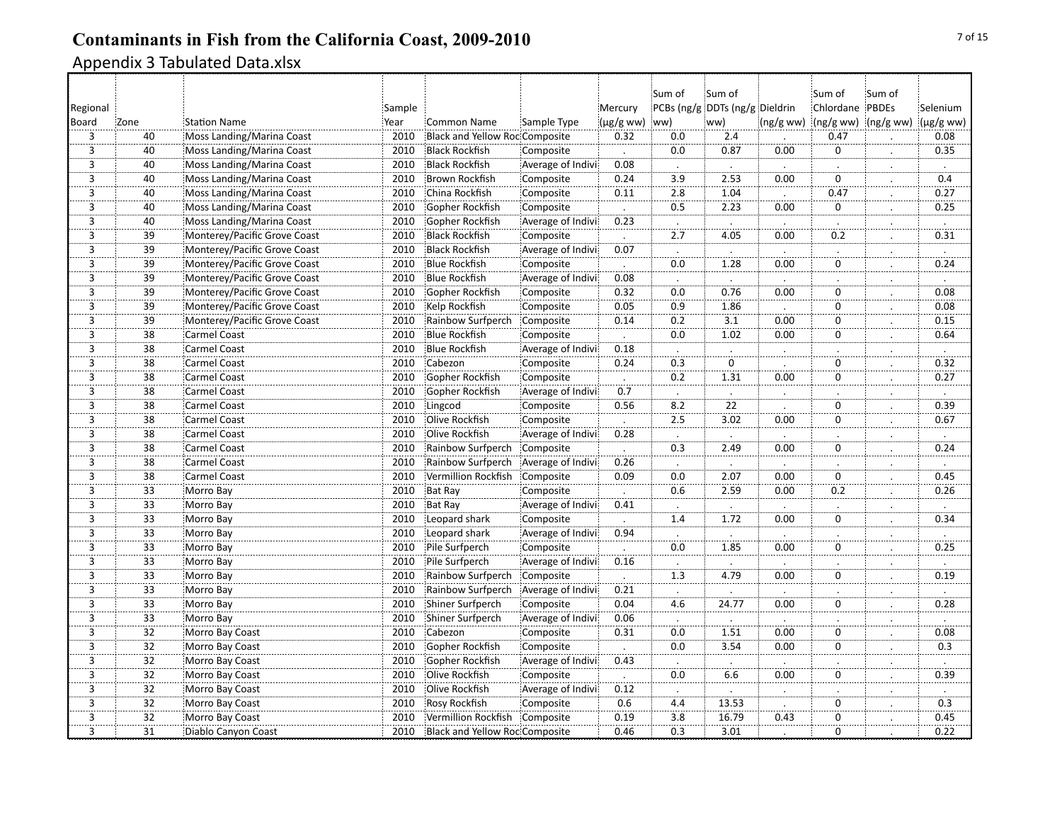# Contaminants in Fish from the California Coast, 2009-2010

Appendix 3 Tabulated Data.xlsx

| Regional Board | Zone | Station Name | Sample Year | Common Name | Sample Type | Mercury (µg/g ww) | Sum of PCBs (ng/g ww) | Sum of DDTs (ng/g ww) | Dieldrin (ng/g ww) | Sum of Chlordane (ng/g ww) | Sum of PBDEs (ng/g ww) | Selenium (µg/g ww) |
|---|---|---|---|---|---|---|---|---|---|---|---|---|
| 3 | 40 | Moss Landing/Marina Coast | 2010 | Black and Yellow Roc | Composite | 0.32 | 0.0 | 2.4 | . | 0.47 | . | 0.08 |
| 3 | 40 | Moss Landing/Marina Coast | 2010 | Black Rockfish | Composite | . | 0.0 | 0.87 | 0.00 | 0 | . | 0.35 |
| 3 | 40 | Moss Landing/Marina Coast | 2010 | Black Rockfish | Average of Indivi | 0.08 | . | . | . | . | . | . |
| 3 | 40 | Moss Landing/Marina Coast | 2010 | Brown Rockfish | Composite | 0.24 | 3.9 | 2.53 | 0.00 | 0 | . | 0.4 |
| 3 | 40 | Moss Landing/Marina Coast | 2010 | China Rockfish | Composite | 0.11 | 2.8 | 1.04 | . | 0.47 | . | 0.27 |
| 3 | 40 | Moss Landing/Marina Coast | 2010 | Gopher Rockfish | Composite | . | 0.5 | 2.23 | 0.00 | 0 | . | 0.25 |
| 3 | 40 | Moss Landing/Marina Coast | 2010 | Gopher Rockfish | Average of Indivi | 0.23 | . | . | . | . | . | . |
| 3 | 39 | Monterey/Pacific Grove Coast | 2010 | Black Rockfish | Composite | . | 2.7 | 4.05 | 0.00 | 0.2 | . | 0.31 |
| 3 | 39 | Monterey/Pacific Grove Coast | 2010 | Black Rockfish | Average of Indivi | 0.07 | . | . | . | . | . | . |
| 3 | 39 | Monterey/Pacific Grove Coast | 2010 | Blue Rockfish | Composite | . | 0.0 | 1.28 | 0.00 | 0 | . | 0.24 |
| 3 | 39 | Monterey/Pacific Grove Coast | 2010 | Blue Rockfish | Average of Indivi | 0.08 | . | . | . | . | . | . |
| 3 | 39 | Monterey/Pacific Grove Coast | 2010 | Gopher Rockfish | Composite | 0.32 | 0.0 | 0.76 | 0.00 | 0 | . | 0.08 |
| 3 | 39 | Monterey/Pacific Grove Coast | 2010 | Kelp Rockfish | Composite | 0.05 | 0.9 | 1.86 | . | 0 | . | 0.08 |
| 3 | 39 | Monterey/Pacific Grove Coast | 2010 | Rainbow Surfperch | Composite | 0.14 | 0.2 | 3.1 | 0.00 | 0 | . | 0.15 |
| 3 | 38 | Carmel Coast | 2010 | Blue Rockfish | Composite | . | 0.0 | 1.02 | 0.00 | 0 | . | 0.64 |
| 3 | 38 | Carmel Coast | 2010 | Blue Rockfish | Average of Indivi | 0.18 | . | . | . | . | . | . |
| 3 | 38 | Carmel Coast | 2010 | Cabezon | Composite | 0.24 | 0.3 | 0 | . | 0 | . | 0.32 |
| 3 | 38 | Carmel Coast | 2010 | Gopher Rockfish | Composite | . | 0.2 | 1.31 | 0.00 | 0 | . | 0.27 |
| 3 | 38 | Carmel Coast | 2010 | Gopher Rockfish | Average of Indivi | 0.7 | . | . | . | . | . | . |
| 3 | 38 | Carmel Coast | 2010 | Lingcod | Composite | 0.56 | 8.2 | 22 | . | 0 | . | 0.39 |
| 3 | 38 | Carmel Coast | 2010 | Olive Rockfish | Composite | . | 2.5 | 3.02 | 0.00 | 0 | . | 0.67 |
| 3 | 38 | Carmel Coast | 2010 | Olive Rockfish | Average of Indivi | 0.28 | . | . | . | . | . | . |
| 3 | 38 | Carmel Coast | 2010 | Rainbow Surfperch | Composite | . | 0.3 | 2.49 | 0.00 | 0 | . | 0.24 |
| 3 | 38 | Carmel Coast | 2010 | Rainbow Surfperch | Average of Indivi | 0.26 | . | . | . | . | . | . |
| 3 | 38 | Carmel Coast | 2010 | Vermillion Rockfish | Composite | 0.09 | 0.0 | 2.07 | 0.00 | 0 | . | 0.45 |
| 3 | 33 | Morro Bay | 2010 | Bat Ray | Composite | . | 0.6 | 2.59 | 0.00 | 0.2 | . | 0.26 |
| 3 | 33 | Morro Bay | 2010 | Bat Ray | Average of Indivi | 0.41 | . | . | . | . | . | . |
| 3 | 33 | Morro Bay | 2010 | Leopard shark | Composite | . | 1.4 | 1.72 | 0.00 | 0 | . | 0.34 |
| 3 | 33 | Morro Bay | 2010 | Leopard shark | Average of Indivi | 0.94 | . | . | . | . | . | . |
| 3 | 33 | Morro Bay | 2010 | Pile Surfperch | Composite | . | 0.0 | 1.85 | 0.00 | 0 | . | 0.25 |
| 3 | 33 | Morro Bay | 2010 | Pile Surfperch | Average of Indivi | 0.16 | . | . | . | . | . | . |
| 3 | 33 | Morro Bay | 2010 | Rainbow Surfperch | Composite | . | 1.3 | 4.79 | 0.00 | 0 | . | 0.19 |
| 3 | 33 | Morro Bay | 2010 | Rainbow Surfperch | Average of Indivi | 0.21 | . | . | . | . | . | . |
| 3 | 33 | Morro Bay | 2010 | Shiner Surfperch | Composite | 0.04 | 4.6 | 24.77 | 0.00 | 0 | . | 0.28 |
| 3 | 33 | Morro Bay | 2010 | Shiner Surfperch | Average of Indivi | 0.06 | . | . | . | . | . | . |
| 3 | 32 | Morro Bay Coast | 2010 | Cabezon | Composite | 0.31 | 0.0 | 1.51 | 0.00 | 0 | . | 0.08 |
| 3 | 32 | Morro Bay Coast | 2010 | Gopher Rockfish | Composite | . | 0.0 | 3.54 | 0.00 | 0 | . | 0.3 |
| 3 | 32 | Morro Bay Coast | 2010 | Gopher Rockfish | Average of Indivi | 0.43 | . | . | . | . | . | . |
| 3 | 32 | Morro Bay Coast | 2010 | Olive Rockfish | Composite | . | 0.0 | 6.6 | 0.00 | 0 | . | 0.39 |
| 3 | 32 | Morro Bay Coast | 2010 | Olive Rockfish | Average of Indivi | 0.12 | . | . | . | . | . | . |
| 3 | 32 | Morro Bay Coast | 2010 | Rosy Rockfish | Composite | 0.6 | 4.4 | 13.53 | . | 0 | . | 0.3 |
| 3 | 32 | Morro Bay Coast | 2010 | Vermillion Rockfish | Composite | 0.19 | 3.8 | 16.79 | 0.43 | 0 | . | 0.45 |
| 3 | 31 | Diablo Canyon Coast | 2010 | Black and Yellow Roc | Composite | 0.46 | 0.3 | 3.01 | . | 0 | . | 0.22 |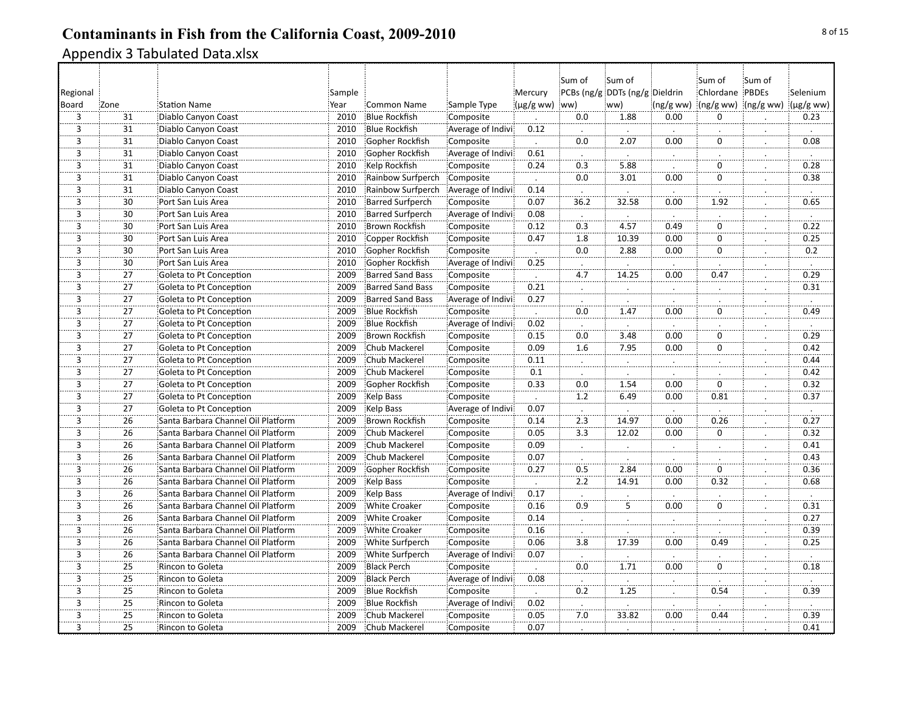# Contaminants in Fish from the California Coast, 2009-2010

## Appendix 3 Tabulated Data.xlsx

| Regional Board | Zone | Station Name | Sample Year | Common Name | Sample Type | Mercury (µg/g ww) | Sum of PCBs (ng/g ww) | Sum of DDTs (ng/g ww) | Dieldrin (ng/g ww) | Sum of Chlordane (ng/g ww) | Sum of PBDEs (ng/g ww) | Selenium (µg/g ww) |
|---|---|---|---|---|---|---|---|---|---|---|---|---|
| 3 | 31 | Diablo Canyon Coast | 2010 | Blue Rockfish | Composite | . | 0.0 | 1.88 | 0.00 | 0 | . | 0.23 |
| 3 | 31 | Diablo Canyon Coast | 2010 | Blue Rockfish | Average of Indivi | 0.12 | . | . | . | . | . | . |
| 3 | 31 | Diablo Canyon Coast | 2010 | Gopher Rockfish | Composite | . | 0.0 | 2.07 | 0.00 | 0 | . | 0.08 |
| 3 | 31 | Diablo Canyon Coast | 2010 | Gopher Rockfish | Average of Indivi | 0.61 | . | . | . | . | . | . |
| 3 | 31 | Diablo Canyon Coast | 2010 | Kelp Rockfish | Composite | 0.24 | 0.3 | 5.88 | . | 0 | . | 0.28 |
| 3 | 31 | Diablo Canyon Coast | 2010 | Rainbow Surfperch | Composite | . | 0.0 | 3.01 | 0.00 | 0 | . | 0.38 |
| 3 | 31 | Diablo Canyon Coast | 2010 | Rainbow Surfperch | Average of Indivi | 0.14 | . | . | . | . | . | . |
| 3 | 30 | Port San Luis Area | 2010 | Barred Surfperch | Composite | 0.07 | 36.2 | 32.58 | 0.00 | 1.92 | . | 0.65 |
| 3 | 30 | Port San Luis Area | 2010 | Barred Surfperch | Average of Indivi | 0.08 | . | . | . | . | . | . |
| 3 | 30 | Port San Luis Area | 2010 | Brown Rockfish | Composite | 0.12 | 0.3 | 4.57 | 0.49 | 0 | . | 0.22 |
| 3 | 30 | Port San Luis Area | 2010 | Copper Rockfish | Composite | 0.47 | 1.8 | 10.39 | 0.00 | 0 | . | 0.25 |
| 3 | 30 | Port San Luis Area | 2010 | Gopher Rockfish | Composite | . | 0.0 | 2.88 | 0.00 | 0 | . | 0.2 |
| 3 | 30 | Port San Luis Area | 2010 | Gopher Rockfish | Average of Indivi | 0.25 | . | . | . | . | . | . |
| 3 | 27 | Goleta to Pt Conception | 2009 | Barred Sand Bass | Composite | . | 4.7 | 14.25 | 0.00 | 0.47 | . | 0.29 |
| 3 | 27 | Goleta to Pt Conception | 2009 | Barred Sand Bass | Composite | 0.21 | . | . | . | . | . | 0.31 |
| 3 | 27 | Goleta to Pt Conception | 2009 | Barred Sand Bass | Average of Indivi | 0.27 | . | . | . | . | . | . |
| 3 | 27 | Goleta to Pt Conception | 2009 | Blue Rockfish | Composite | . | 0.0 | 1.47 | 0.00 | 0 | . | 0.49 |
| 3 | 27 | Goleta to Pt Conception | 2009 | Blue Rockfish | Average of Indivi | 0.02 | . | . | . | . | . | . |
| 3 | 27 | Goleta to Pt Conception | 2009 | Brown Rockfish | Composite | 0.15 | 0.0 | 3.48 | 0.00 | 0 | . | 0.29 |
| 3 | 27 | Goleta to Pt Conception | 2009 | Chub Mackerel | Composite | 0.09 | 1.6 | 7.95 | 0.00 | 0 | . | 0.42 |
| 3 | 27 | Goleta to Pt Conception | 2009 | Chub Mackerel | Composite | 0.11 | . | . | . | . | . | 0.44 |
| 3 | 27 | Goleta to Pt Conception | 2009 | Chub Mackerel | Composite | 0.1 | . | . | . | . | . | 0.42 |
| 3 | 27 | Goleta to Pt Conception | 2009 | Gopher Rockfish | Composite | 0.33 | 0.0 | 1.54 | 0.00 | 0 | . | 0.32 |
| 3 | 27 | Goleta to Pt Conception | 2009 | Kelp Bass | Composite | . | 1.2 | 6.49 | 0.00 | 0.81 | . | 0.37 |
| 3 | 27 | Goleta to Pt Conception | 2009 | Kelp Bass | Average of Indivi | 0.07 | . | . | . | . | . | . |
| 3 | 26 | Santa Barbara Channel Oil Platform | 2009 | Brown Rockfish | Composite | 0.14 | 2.3 | 14.97 | 0.00 | 0.26 | . | 0.27 |
| 3 | 26 | Santa Barbara Channel Oil Platform | 2009 | Chub Mackerel | Composite | 0.05 | 3.3 | 12.02 | 0.00 | 0 | . | 0.32 |
| 3 | 26 | Santa Barbara Channel Oil Platform | 2009 | Chub Mackerel | Composite | 0.09 | . | . | . | . | . | 0.41 |
| 3 | 26 | Santa Barbara Channel Oil Platform | 2009 | Chub Mackerel | Composite | 0.07 | . | . | . | . | . | 0.43 |
| 3 | 26 | Santa Barbara Channel Oil Platform | 2009 | Gopher Rockfish | Composite | 0.27 | 0.5 | 2.84 | 0.00 | 0 | . | 0.36 |
| 3 | 26 | Santa Barbara Channel Oil Platform | 2009 | Kelp Bass | Composite | . | 2.2 | 14.91 | 0.00 | 0.32 | . | 0.68 |
| 3 | 26 | Santa Barbara Channel Oil Platform | 2009 | Kelp Bass | Average of Indivi | 0.17 | . | . | . | . | . | . |
| 3 | 26 | Santa Barbara Channel Oil Platform | 2009 | White Croaker | Composite | 0.16 | 0.9 | 5 | 0.00 | 0 | . | 0.31 |
| 3 | 26 | Santa Barbara Channel Oil Platform | 2009 | White Croaker | Composite | 0.14 | . | . | . | . | . | 0.27 |
| 3 | 26 | Santa Barbara Channel Oil Platform | 2009 | White Croaker | Composite | 0.16 | . | . | . | . | . | 0.39 |
| 3 | 26 | Santa Barbara Channel Oil Platform | 2009 | White Surfperch | Composite | 0.06 | 3.8 | 17.39 | 0.00 | 0.49 | . | 0.25 |
| 3 | 26 | Santa Barbara Channel Oil Platform | 2009 | White Surfperch | Average of Indivi | 0.07 | . | . | . | . | . | . |
| 3 | 25 | Rincon to Goleta | 2009 | Black Perch | Composite | . | 0.0 | 1.71 | 0.00 | 0 | . | 0.18 |
| 3 | 25 | Rincon to Goleta | 2009 | Black Perch | Average of Indivi | 0.08 | . | . | . | . | . | . |
| 3 | 25 | Rincon to Goleta | 2009 | Blue Rockfish | Composite | . | 0.2 | 1.25 | . | 0.54 | . | 0.39 |
| 3 | 25 | Rincon to Goleta | 2009 | Blue Rockfish | Average of Indivi | 0.02 | . | . | . | . | . | . |
| 3 | 25 | Rincon to Goleta | 2009 | Chub Mackerel | Composite | 0.05 | 7.0 | 33.82 | 0.00 | 0.44 | . | 0.39 |
| 3 | 25 | Rincon to Goleta | 2009 | Chub Mackerel | Composite | 0.07 | . | . | . | . | . | 0.41 |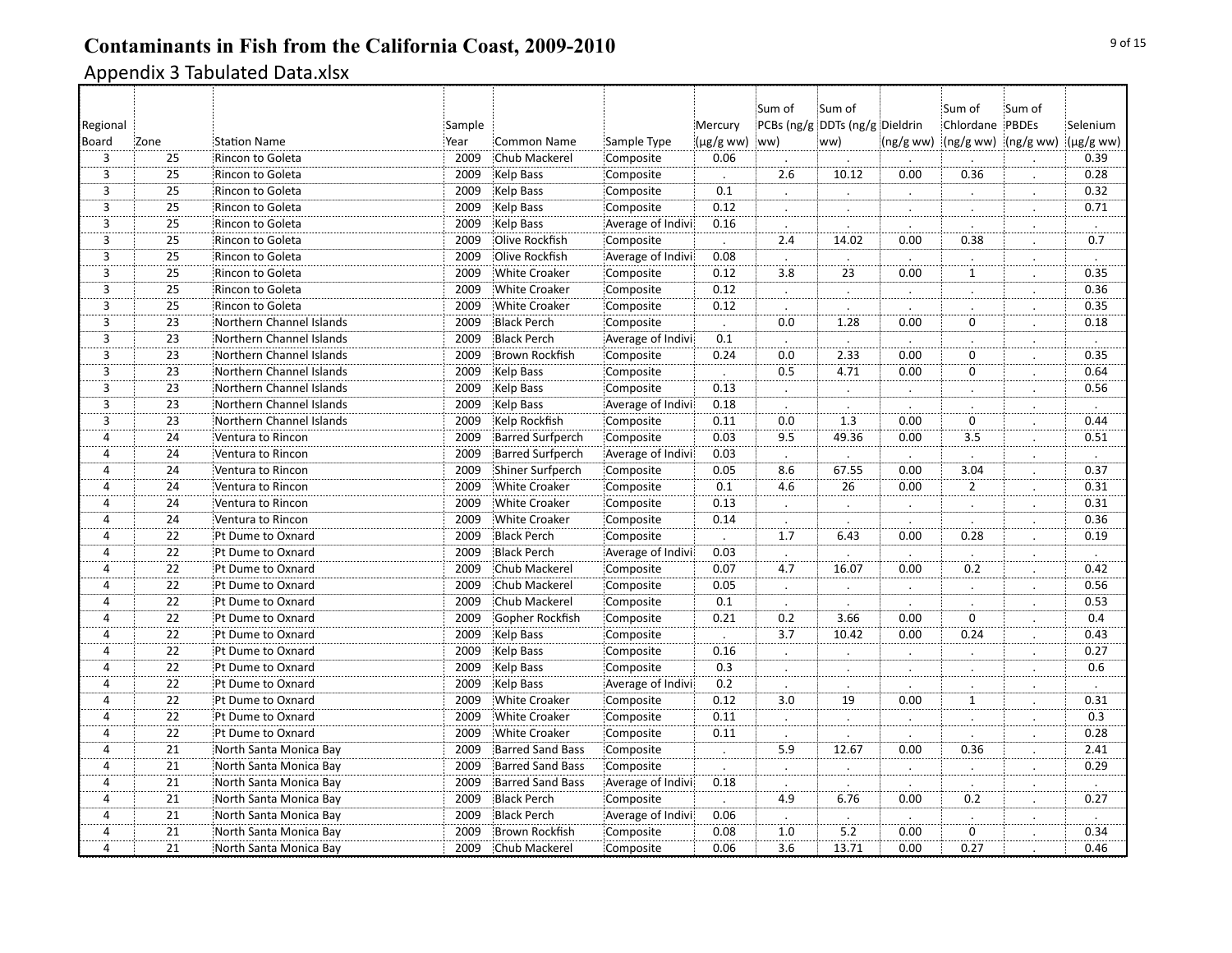# Contaminants in Fish from the California Coast, 2009-2010

## Appendix 3 Tabulated Data.xlsx

| Regional Board | Zone | Station Name | Sample Year | Common Name | Sample Type | Mercury (µg/g ww) | Sum of PCBs (ng/g ww) | Sum of DDTs (ng/g ww) | Dieldrin (ng/g ww) | Sum of Chlordane (ng/g ww) | Sum of PBDEs (ng/g ww) | Selenium (µg/g ww) |
|---|---|---|---|---|---|---|---|---|---|---|---|---|
| 3 | 25 | Rincon to Goleta | 2009 | Chub Mackerel | Composite | 0.06 | . | . | . | . | . | 0.39 |
| 3 | 25 | Rincon to Goleta | 2009 | Kelp Bass | Composite | . | 2.6 | 10.12 | 0.00 | 0.36 | . | 0.28 |
| 3 | 25 | Rincon to Goleta | 2009 | Kelp Bass | Composite | 0.1 | . | . | . | . | . | 0.32 |
| 3 | 25 | Rincon to Goleta | 2009 | Kelp Bass | Composite | 0.12 | . | . | . | . | . | 0.71 |
| 3 | 25 | Rincon to Goleta | 2009 | Kelp Bass | Average of Indivi | 0.16 | . | . | . | . | . | . |
| 3 | 25 | Rincon to Goleta | 2009 | Olive Rockfish | Composite | . | 2.4 | 14.02 | 0.00 | 0.38 | . | 0.7 |
| 3 | 25 | Rincon to Goleta | 2009 | Olive Rockfish | Average of Indivi | 0.08 | . | . | . | . | . | . |
| 3 | 25 | Rincon to Goleta | 2009 | White Croaker | Composite | 0.12 | 3.8 | 23 | 0.00 | 1 | . | 0.35 |
| 3 | 25 | Rincon to Goleta | 2009 | White Croaker | Composite | 0.12 | . | . | . | . | . | 0.36 |
| 3 | 25 | Rincon to Goleta | 2009 | White Croaker | Composite | 0.12 | . | . | . | . | . | 0.35 |
| 3 | 23 | Northern Channel Islands | 2009 | Black Perch | Composite | . | 0.0 | 1.28 | 0.00 | 0 | . | 0.18 |
| 3 | 23 | Northern Channel Islands | 2009 | Black Perch | Average of Indivi | 0.1 | . | . | . | . | . | . |
| 3 | 23 | Northern Channel Islands | 2009 | Brown Rockfish | Composite | 0.24 | 0.0 | 2.33 | 0.00 | 0 | . | 0.35 |
| 3 | 23 | Northern Channel Islands | 2009 | Kelp Bass | Composite | . | 0.5 | 4.71 | 0.00 | 0 | . | 0.64 |
| 3 | 23 | Northern Channel Islands | 2009 | Kelp Bass | Composite | 0.13 | . | . | . | . | . | 0.56 |
| 3 | 23 | Northern Channel Islands | 2009 | Kelp Bass | Average of Indivi | 0.18 | . | . | . | . | . | . |
| 3 | 23 | Northern Channel Islands | 2009 | Kelp Rockfish | Composite | 0.11 | 0.0 | 1.3 | 0.00 | 0 | . | 0.44 |
| 4 | 24 | Ventura to Rincon | 2009 | Barred Surfperch | Composite | 0.03 | 9.5 | 49.36 | 0.00 | 3.5 | . | 0.51 |
| 4 | 24 | Ventura to Rincon | 2009 | Barred Surfperch | Average of Indivi | 0.03 | . | . | . | . | . | . |
| 4 | 24 | Ventura to Rincon | 2009 | Shiner Surfperch | Composite | 0.05 | 8.6 | 67.55 | 0.00 | 3.04 | . | 0.37 |
| 4 | 24 | Ventura to Rincon | 2009 | White Croaker | Composite | 0.1 | 4.6 | 26 | 0.00 | 2 | . | 0.31 |
| 4 | 24 | Ventura to Rincon | 2009 | White Croaker | Composite | 0.13 | . | . | . | . | . | 0.31 |
| 4 | 24 | Ventura to Rincon | 2009 | White Croaker | Composite | 0.14 | . | . | . | . | . | 0.36 |
| 4 | 22 | Pt Dume to Oxnard | 2009 | Black Perch | Composite | . | 1.7 | 6.43 | 0.00 | 0.28 | . | 0.19 |
| 4 | 22 | Pt Dume to Oxnard | 2009 | Black Perch | Average of Indivi | 0.03 | . | . | . | . | . | . |
| 4 | 22 | Pt Dume to Oxnard | 2009 | Chub Mackerel | Composite | 0.07 | 4.7 | 16.07 | 0.00 | 0.2 | . | 0.42 |
| 4 | 22 | Pt Dume to Oxnard | 2009 | Chub Mackerel | Composite | 0.05 | . | . | . | . | . | 0.56 |
| 4 | 22 | Pt Dume to Oxnard | 2009 | Chub Mackerel | Composite | 0.1 | . | . | . | . | . | 0.53 |
| 4 | 22 | Pt Dume to Oxnard | 2009 | Gopher Rockfish | Composite | 0.21 | 0.2 | 3.66 | 0.00 | 0 | . | 0.4 |
| 4 | 22 | Pt Dume to Oxnard | 2009 | Kelp Bass | Composite | . | 3.7 | 10.42 | 0.00 | 0.24 | . | 0.43 |
| 4 | 22 | Pt Dume to Oxnard | 2009 | Kelp Bass | Composite | 0.16 | . | . | . | . | . | 0.27 |
| 4 | 22 | Pt Dume to Oxnard | 2009 | Kelp Bass | Composite | 0.3 | . | . | . | . | . | 0.6 |
| 4 | 22 | Pt Dume to Oxnard | 2009 | Kelp Bass | Average of Indivi | 0.2 | . | . | . | . | . | . |
| 4 | 22 | Pt Dume to Oxnard | 2009 | White Croaker | Composite | 0.12 | 3.0 | 19 | 0.00 | 1 | . | 0.31 |
| 4 | 22 | Pt Dume to Oxnard | 2009 | White Croaker | Composite | 0.11 | . | . | . | . | . | 0.3 |
| 4 | 22 | Pt Dume to Oxnard | 2009 | White Croaker | Composite | 0.11 | . | . | . | . | . | 0.28 |
| 4 | 21 | North Santa Monica Bay | 2009 | Barred Sand Bass | Composite | . | 5.9 | 12.67 | 0.00 | 0.36 | . | 2.41 |
| 4 | 21 | North Santa Monica Bay | 2009 | Barred Sand Bass | Composite | . | . | . | . | . | . | 0.29 |
| 4 | 21 | North Santa Monica Bay | 2009 | Barred Sand Bass | Average of Indivi | 0.18 | . | . | . | . | . | . |
| 4 | 21 | North Santa Monica Bay | 2009 | Black Perch | Composite | . | 4.9 | 6.76 | 0.00 | 0.2 | . | 0.27 |
| 4 | 21 | North Santa Monica Bay | 2009 | Black Perch | Average of Indivi | 0.06 | . | . | . | . | . | . |
| 4 | 21 | North Santa Monica Bay | 2009 | Brown Rockfish | Composite | 0.08 | 1.0 | 5.2 | 0.00 | 0 | . | 0.34 |
| 4 | 21 | North Santa Monica Bay | 2009 | Chub Mackerel | Composite | 0.06 | 3.6 | 13.71 | 0.00 | 0.27 | . | 0.46 |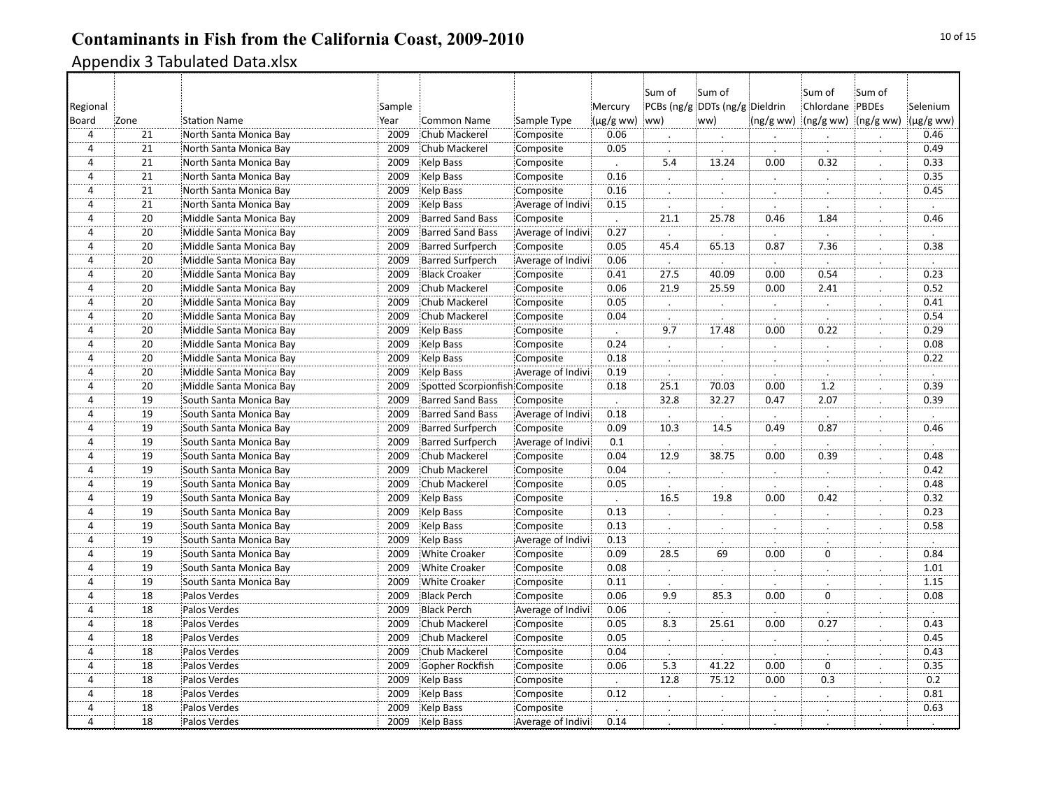# Contaminants in Fish from the California Coast, 2009-2010

## Appendix 3 Tabulated Data.xlsx

| Regional Board | Zone | Station Name | Sample Year | Common Name | Sample Type | Mercury (µg/g ww) | Sum of PCBs (ng/g ww) | Sum of DDTs (ng/g ww) | Dieldrin (ng/g ww) | Sum of Chlordane (ng/g ww) | Sum of PBDEs (ng/g ww) | Selenium (µg/g ww) |
|---|---|---|---|---|---|---|---|---|---|---|---|---|
| 4 | 21 | North Santa Monica Bay | 2009 | Chub Mackerel | Composite | 0.06 | . | . | . | . | . | 0.46 |
| 4 | 21 | North Santa Monica Bay | 2009 | Chub Mackerel | Composite | 0.05 | . | . | . | . | . | 0.49 |
| 4 | 21 | North Santa Monica Bay | 2009 | Kelp Bass | Composite | . | 5.4 | 13.24 | 0.00 | 0.32 | . | 0.33 |
| 4 | 21 | North Santa Monica Bay | 2009 | Kelp Bass | Composite | 0.16 | . | . | . | . | . | 0.35 |
| 4 | 21 | North Santa Monica Bay | 2009 | Kelp Bass | Composite | 0.16 | . | . | . | . | . | 0.45 |
| 4 | 21 | North Santa Monica Bay | 2009 | Kelp Bass | Average of Indivi | 0.15 | . | . | . | . | . | . |
| 4 | 20 | Middle Santa Monica Bay | 2009 | Barred Sand Bass | Composite | . | 21.1 | 25.78 | 0.46 | 1.84 | . | 0.46 |
| 4 | 20 | Middle Santa Monica Bay | 2009 | Barred Sand Bass | Average of Indivi | 0.27 | . | . | . | . | . | . |
| 4 | 20 | Middle Santa Monica Bay | 2009 | Barred Surfperch | Composite | 0.05 | 45.4 | 65.13 | 0.87 | 7.36 | . | 0.38 |
| 4 | 20 | Middle Santa Monica Bay | 2009 | Barred Surfperch | Average of Indivi | 0.06 | . | . | . | . | . | . |
| 4 | 20 | Middle Santa Monica Bay | 2009 | Black Croaker | Composite | 0.41 | 27.5 | 40.09 | 0.00 | 0.54 | . | 0.23 |
| 4 | 20 | Middle Santa Monica Bay | 2009 | Chub Mackerel | Composite | 0.06 | 21.9 | 25.59 | 0.00 | 2.41 | . | 0.52 |
| 4 | 20 | Middle Santa Monica Bay | 2009 | Chub Mackerel | Composite | 0.05 | . | . | . | . | . | 0.41 |
| 4 | 20 | Middle Santa Monica Bay | 2009 | Chub Mackerel | Composite | 0.04 | . | . | . | . | . | 0.54 |
| 4 | 20 | Middle Santa Monica Bay | 2009 | Kelp Bass | Composite | . | 9.7 | 17.48 | 0.00 | 0.22 | . | 0.29 |
| 4 | 20 | Middle Santa Monica Bay | 2009 | Kelp Bass | Composite | 0.24 | . | . | . | . | . | 0.08 |
| 4 | 20 | Middle Santa Monica Bay | 2009 | Kelp Bass | Composite | 0.18 | . | . | . | . | . | 0.22 |
| 4 | 20 | Middle Santa Monica Bay | 2009 | Kelp Bass | Average of Indivi | 0.19 | . | . | . | . | . | . |
| 4 | 20 | Middle Santa Monica Bay | 2009 | Spotted Scorpionfish | Composite | 0.18 | 25.1 | 70.03 | 0.00 | 1.2 | . | 0.39 |
| 4 | 19 | South Santa Monica Bay | 2009 | Barred Sand Bass | Composite | . | 32.8 | 32.27 | 0.47 | 2.07 | . | 0.39 |
| 4 | 19 | South Santa Monica Bay | 2009 | Barred Sand Bass | Average of Indivi | 0.18 | . | . | . | . | . | . |
| 4 | 19 | South Santa Monica Bay | 2009 | Barred Surfperch | Composite | 0.09 | 10.3 | 14.5 | 0.49 | 0.87 | . | 0.46 |
| 4 | 19 | South Santa Monica Bay | 2009 | Barred Surfperch | Average of Indivi | 0.1 | . | . | . | . | . | . |
| 4 | 19 | South Santa Monica Bay | 2009 | Chub Mackerel | Composite | 0.04 | 12.9 | 38.75 | 0.00 | 0.39 | . | 0.48 |
| 4 | 19 | South Santa Monica Bay | 2009 | Chub Mackerel | Composite | 0.04 | . | . | . | . | . | 0.42 |
| 4 | 19 | South Santa Monica Bay | 2009 | Chub Mackerel | Composite | 0.05 | . | . | . | . | . | 0.48 |
| 4 | 19 | South Santa Monica Bay | 2009 | Kelp Bass | Composite | . | 16.5 | 19.8 | 0.00 | 0.42 | . | 0.32 |
| 4 | 19 | South Santa Monica Bay | 2009 | Kelp Bass | Composite | 0.13 | . | . | . | . | . | 0.23 |
| 4 | 19 | South Santa Monica Bay | 2009 | Kelp Bass | Composite | 0.13 | . | . | . | . | . | 0.58 |
| 4 | 19 | South Santa Monica Bay | 2009 | Kelp Bass | Average of Indivi | 0.13 | . | . | . | . | . | . |
| 4 | 19 | South Santa Monica Bay | 2009 | White Croaker | Composite | 0.09 | 28.5 | 69 | 0.00 | 0 | . | 0.84 |
| 4 | 19 | South Santa Monica Bay | 2009 | White Croaker | Composite | 0.08 | . | . | . | . | . | 1.01 |
| 4 | 19 | South Santa Monica Bay | 2009 | White Croaker | Composite | 0.11 | . | . | . | . | . | 1.15 |
| 4 | 18 | Palos Verdes | 2009 | Black Perch | Composite | 0.06 | 9.9 | 85.3 | 0.00 | 0 | . | 0.08 |
| 4 | 18 | Palos Verdes | 2009 | Black Perch | Average of Indivi | 0.06 | . | . | . | . | . | . |
| 4 | 18 | Palos Verdes | 2009 | Chub Mackerel | Composite | 0.05 | 8.3 | 25.61 | 0.00 | 0.27 | . | 0.43 |
| 4 | 18 | Palos Verdes | 2009 | Chub Mackerel | Composite | 0.05 | . | . | . | . | . | 0.45 |
| 4 | 18 | Palos Verdes | 2009 | Chub Mackerel | Composite | 0.04 | . | . | . | . | . | 0.43 |
| 4 | 18 | Palos Verdes | 2009 | Gopher Rockfish | Composite | 0.06 | 5.3 | 41.22 | 0.00 | 0 | . | 0.35 |
| 4 | 18 | Palos Verdes | 2009 | Kelp Bass | Composite | . | 12.8 | 75.12 | 0.00 | 0.3 | . | 0.2 |
| 4 | 18 | Palos Verdes | 2009 | Kelp Bass | Composite | 0.12 | . | . | . | . | . | 0.81 |
| 4 | 18 | Palos Verdes | 2009 | Kelp Bass | Composite | . | . | . | . | . | . | 0.63 |
| 4 | 18 | Palos Verdes | 2009 | Kelp Bass | Average of Indivi | 0.14 | . | . | . | . | . | . |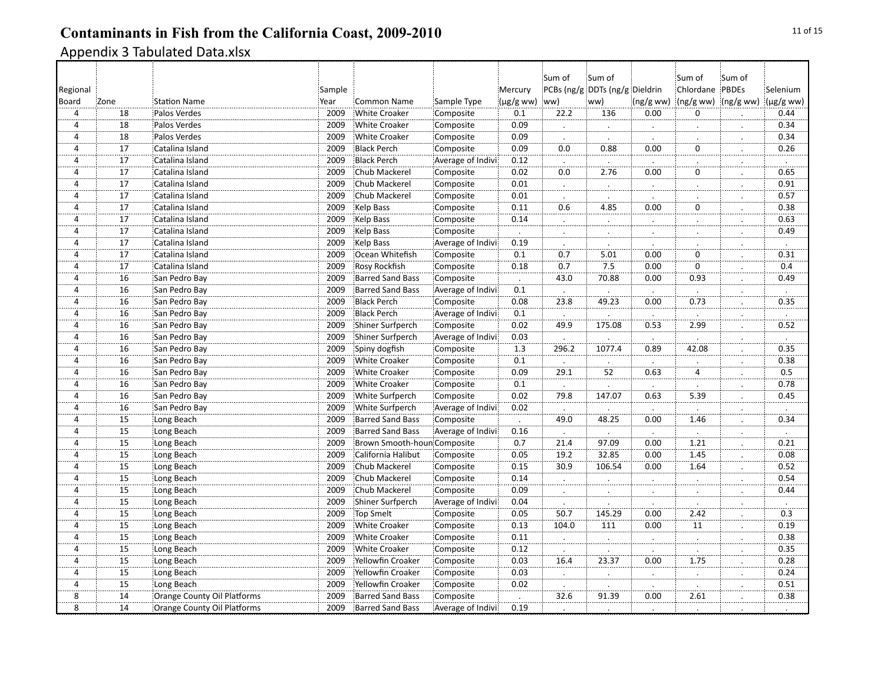# Contaminants in Fish from the California Coast, 2009-2010

Appendix 3 Tabulated Data.xlsx

| Regional Board | Zone | Station Name | Sample Year | Common Name | Sample Type | Mercury (µg/g ww) | Sum of PCBs (ng/g ww) | Sum of DDTs (ng/g ww) | Dieldrin (ng/g ww) | Sum of Chlordane (ng/g ww) | Sum of PBDEs (ng/g ww) | Selenium (µg/g ww) |
|---|---|---|---|---|---|---|---|---|---|---|---|---|
| 4 | 18 | Palos Verdes | 2009 | White Croaker | Composite | 0.1 | 22.2 | 136 | 0.00 | 0 | . | 0.44 |
| 4 | 18 | Palos Verdes | 2009 | White Croaker | Composite | 0.09 | . | . | . | . | . | 0.34 |
| 4 | 18 | Palos Verdes | 2009 | White Croaker | Composite | 0.09 | . | . | . | . | . | 0.34 |
| 4 | 17 | Catalina Island | 2009 | Black Perch | Composite | 0.09 | 0.0 | 0.88 | 0.00 | 0 | . | 0.26 |
| 4 | 17 | Catalina Island | 2009 | Black Perch | Average of Indivi | 0.12 | . | . | . | . | . | . |
| 4 | 17 | Catalina Island | 2009 | Chub Mackerel | Composite | 0.02 | 0.0 | 2.76 | 0.00 | 0 | . | 0.65 |
| 4 | 17 | Catalina Island | 2009 | Chub Mackerel | Composite | 0.01 | . | . | . | . | . | 0.91 |
| 4 | 17 | Catalina Island | 2009 | Chub Mackerel | Composite | 0.01 | . | . | . | . | . | 0.57 |
| 4 | 17 | Catalina Island | 2009 | Kelp Bass | Composite | 0.11 | 0.6 | 4.85 | 0.00 | 0 | . | 0.38 |
| 4 | 17 | Catalina Island | 2009 | Kelp Bass | Composite | 0.14 | . | . | . | . | . | 0.63 |
| 4 | 17 | Catalina Island | 2009 | Kelp Bass | Composite | . | . | . | . | . | . | 0.49 |
| 4 | 17 | Catalina Island | 2009 | Kelp Bass | Average of Indivi | 0.19 | . | . | . | . | . | . |
| 4 | 17 | Catalina Island | 2009 | Ocean Whitefish | Composite | 0.1 | 0.7 | 5.01 | 0.00 | 0 | . | 0.31 |
| 4 | 17 | Catalina Island | 2009 | Rosy Rockfish | Composite | 0.18 | 0.7 | 7.5 | 0.00 | 0 | . | 0.4 |
| 4 | 16 | San Pedro Bay | 2009 | Barred Sand Bass | Composite | . | 43.0 | 70.88 | 0.00 | 0.93 | . | 0.49 |
| 4 | 16 | San Pedro Bay | 2009 | Barred Sand Bass | Average of Indivi | 0.1 | . | . | . | . | . | . |
| 4 | 16 | San Pedro Bay | 2009 | Black Perch | Composite | 0.08 | 23.8 | 49.23 | 0.00 | 0.73 | . | 0.35 |
| 4 | 16 | San Pedro Bay | 2009 | Black Perch | Average of Indivi | 0.1 | . | . | . | . | . | . |
| 4 | 16 | San Pedro Bay | 2009 | Shiner Surfperch | Composite | 0.02 | 49.9 | 175.08 | 0.53 | 2.99 | . | 0.52 |
| 4 | 16 | San Pedro Bay | 2009 | Shiner Surfperch | Average of Indivi | 0.03 | . | . | . | . | . | . |
| 4 | 16 | San Pedro Bay | 2009 | Spiny dogfish | Composite | 1.3 | 296.2 | 1077.4 | 0.89 | 42.08 | . | 0.35 |
| 4 | 16 | San Pedro Bay | 2009 | White Croaker | Composite | 0.1 | . | . | . | . | . | 0.38 |
| 4 | 16 | San Pedro Bay | 2009 | White Croaker | Composite | 0.09 | 29.1 | 52 | 0.63 | 4 | . | 0.5 |
| 4 | 16 | San Pedro Bay | 2009 | White Croaker | Composite | 0.1 | . | . | . | . | . | 0.78 |
| 4 | 16 | San Pedro Bay | 2009 | White Surfperch | Composite | 0.02 | 79.8 | 147.07 | 0.63 | 5.39 | . | 0.45 |
| 4 | 16 | San Pedro Bay | 2009 | White Surfperch | Average of Indivi | 0.02 | . | . | . | . | . | . |
| 4 | 15 | Long Beach | 2009 | Barred Sand Bass | Composite | . | 49.0 | 48.25 | 0.00 | 1.46 | . | 0.34 |
| 4 | 15 | Long Beach | 2009 | Barred Sand Bass | Average of Indivi | 0.16 | . | . | . | . | . | . |
| 4 | 15 | Long Beach | 2009 | Brown Smooth-houn | Composite | 0.7 | 21.4 | 97.09 | 0.00 | 1.21 | . | 0.21 |
| 4 | 15 | Long Beach | 2009 | California Halibut | Composite | 0.05 | 19.2 | 32.85 | 0.00 | 1.45 | . | 0.08 |
| 4 | 15 | Long Beach | 2009 | Chub Mackerel | Composite | 0.15 | 30.9 | 106.54 | 0.00 | 1.64 | . | 0.52 |
| 4 | 15 | Long Beach | 2009 | Chub Mackerel | Composite | 0.14 | . | . | . | . | . | 0.54 |
| 4 | 15 | Long Beach | 2009 | Chub Mackerel | Composite | 0.09 | . | . | . | . | . | 0.44 |
| 4 | 15 | Long Beach | 2009 | Shiner Surfperch | Average of Indivi | 0.04 | . | . | . | . | . | . |
| 4 | 15 | Long Beach | 2009 | Top Smelt | Composite | 0.05 | 50.7 | 145.29 | 0.00 | 2.42 | . | 0.3 |
| 4 | 15 | Long Beach | 2009 | White Croaker | Composite | 0.13 | 104.0 | 111 | 0.00 | 11 | . | 0.19 |
| 4 | 15 | Long Beach | 2009 | White Croaker | Composite | 0.11 | . | . | . | . | . | 0.38 |
| 4 | 15 | Long Beach | 2009 | White Croaker | Composite | 0.12 | . | . | . | . | . | 0.35 |
| 4 | 15 | Long Beach | 2009 | Yellowfin Croaker | Composite | 0.03 | 16.4 | 23.37 | 0.00 | 1.75 | . | 0.28 |
| 4 | 15 | Long Beach | 2009 | Yellowfin Croaker | Composite | 0.03 | . | . | . | . | . | 0.24 |
| 4 | 15 | Long Beach | 2009 | Yellowfin Croaker | Composite | 0.02 | . | . | . | . | . | 0.51 |
| 8 | 14 | Orange County Oil Platforms | 2009 | Barred Sand Bass | Composite | . | 32.6 | 91.39 | 0.00 | 2.61 | . | 0.38 |
| 8 | 14 | Orange County Oil Platforms | 2009 | Barred Sand Bass | Average of Indivi | 0.19 | . | . | . | . | . | . |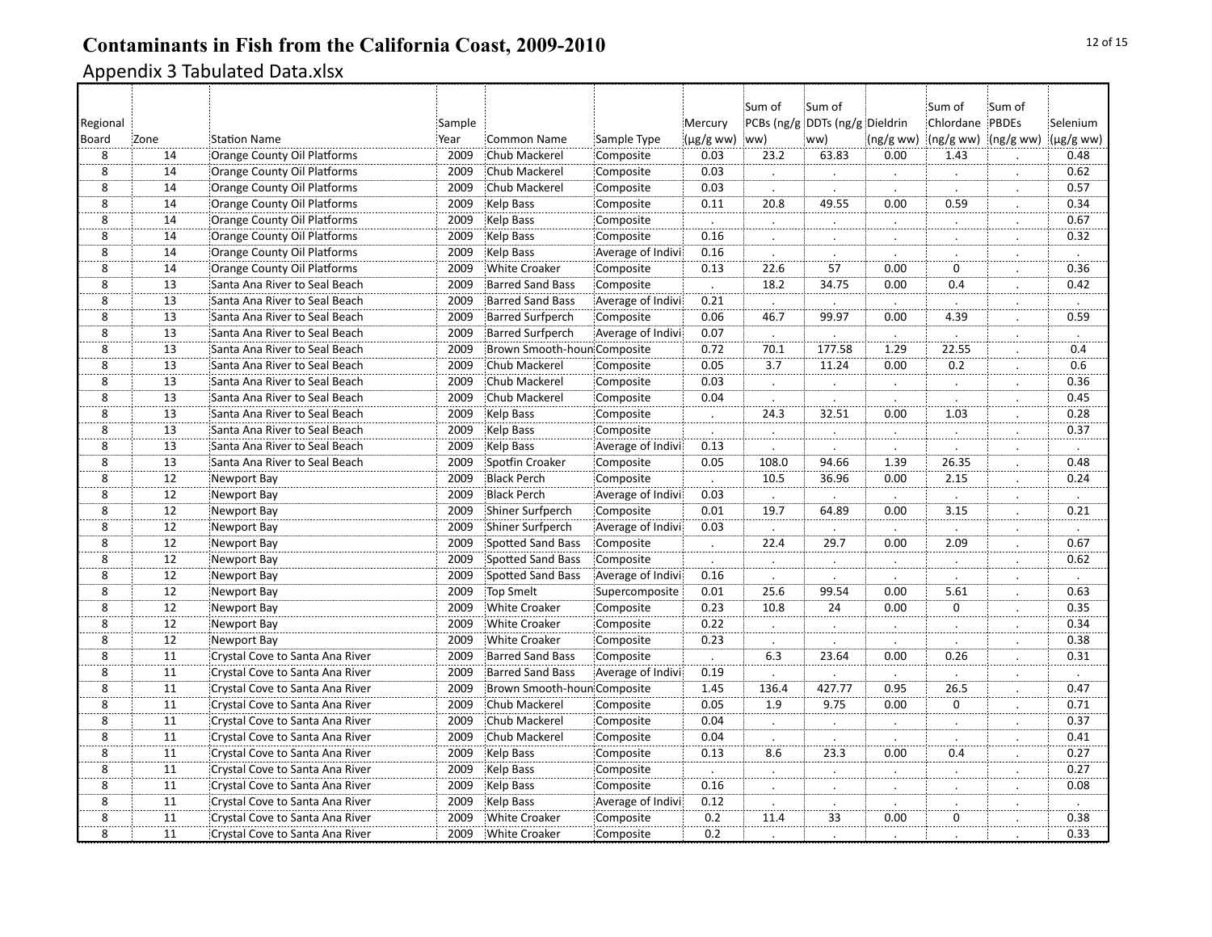# Contaminants in Fish from the California Coast, 2009-2010

## Appendix 3 Tabulated Data.xlsx

| Regional Board | Zone | Station Name | Sample Year | Common Name | Sample Type | Mercury (µg/g ww) | Sum of PCBs (ng/g ww) | Sum of DDTs (ng/g ww) | Dieldrin (ng/g ww) | Sum of Chlordane (ng/g ww) | Sum of PBDEs (ng/g ww) | Selenium (µg/g ww) |
|---|---|---|---|---|---|---|---|---|---|---|---|---|
| 8 | 14 | Orange County Oil Platforms | 2009 | Chub Mackerel | Composite | 0.03 | 23.2 | 63.83 | 0.00 | 1.43 | . | 0.48 |
| 8 | 14 | Orange County Oil Platforms | 2009 | Chub Mackerel | Composite | 0.03 | . | . | . | . | . | 0.62 |
| 8 | 14 | Orange County Oil Platforms | 2009 | Chub Mackerel | Composite | 0.03 | . | . | . | . | . | 0.57 |
| 8 | 14 | Orange County Oil Platforms | 2009 | Kelp Bass | Composite | 0.11 | 20.8 | 49.55 | 0.00 | 0.59 | . | 0.34 |
| 8 | 14 | Orange County Oil Platforms | 2009 | Kelp Bass | Composite | . | . | . | . | . | . | 0.67 |
| 8 | 14 | Orange County Oil Platforms | 2009 | Kelp Bass | Composite | 0.16 | . | . | . | . | . | 0.32 |
| 8 | 14 | Orange County Oil Platforms | 2009 | Kelp Bass | Average of Indivi | 0.16 | . | . | . | . | . | . |
| 8 | 14 | Orange County Oil Platforms | 2009 | White Croaker | Composite | 0.13 | 22.6 | 57 | 0.00 | 0 | . | 0.36 |
| 8 | 13 | Santa Ana River to Seal Beach | 2009 | Barred Sand Bass | Composite | . | 18.2 | 34.75 | 0.00 | 0.4 | . | 0.42 |
| 8 | 13 | Santa Ana River to Seal Beach | 2009 | Barred Sand Bass | Average of Indivi | 0.21 | . | . | . | . | . | . |
| 8 | 13 | Santa Ana River to Seal Beach | 2009 | Barred Surfperch | Composite | 0.06 | 46.7 | 99.97 | 0.00 | 4.39 | . | 0.59 |
| 8 | 13 | Santa Ana River to Seal Beach | 2009 | Barred Surfperch | Average of Indivi | 0.07 | . | . | . | . | . | . |
| 8 | 13 | Santa Ana River to Seal Beach | 2009 | Brown Smooth-houn | Composite | 0.72 | 70.1 | 177.58 | 1.29 | 22.55 | . | 0.4 |
| 8 | 13 | Santa Ana River to Seal Beach | 2009 | Chub Mackerel | Composite | 0.05 | 3.7 | 11.24 | 0.00 | 0.2 | . | 0.6 |
| 8 | 13 | Santa Ana River to Seal Beach | 2009 | Chub Mackerel | Composite | 0.03 | . | . | . | . | . | 0.36 |
| 8 | 13 | Santa Ana River to Seal Beach | 2009 | Chub Mackerel | Composite | 0.04 | . | . | . | . | . | 0.45 |
| 8 | 13 | Santa Ana River to Seal Beach | 2009 | Kelp Bass | Composite | . | 24.3 | 32.51 | 0.00 | 1.03 | . | 0.28 |
| 8 | 13 | Santa Ana River to Seal Beach | 2009 | Kelp Bass | Composite | . | . | . | . | . | . | 0.37 |
| 8 | 13 | Santa Ana River to Seal Beach | 2009 | Kelp Bass | Average of Indivi | 0.13 | . | . | . | . | . | . |
| 8 | 13 | Santa Ana River to Seal Beach | 2009 | Spotfin Croaker | Composite | 0.05 | 108.0 | 94.66 | 1.39 | 26.35 | . | 0.48 |
| 8 | 12 | Newport Bay | 2009 | Black Perch | Composite | . | 10.5 | 36.96 | 0.00 | 2.15 | . | 0.24 |
| 8 | 12 | Newport Bay | 2009 | Black Perch | Average of Indivi | 0.03 | . | . | . | . | . | . |
| 8 | 12 | Newport Bay | 2009 | Shiner Surfperch | Composite | 0.01 | 19.7 | 64.89 | 0.00 | 3.15 | . | 0.21 |
| 8 | 12 | Newport Bay | 2009 | Shiner Surfperch | Average of Indivi | 0.03 | . | . | . | . | . | . |
| 8 | 12 | Newport Bay | 2009 | Spotted Sand Bass | Composite | . | 22.4 | 29.7 | 0.00 | 2.09 | . | 0.67 |
| 8 | 12 | Newport Bay | 2009 | Spotted Sand Bass | Composite | . | . | . | . | . | . | 0.62 |
| 8 | 12 | Newport Bay | 2009 | Spotted Sand Bass | Average of Indivi | 0.16 | . | . | . | . | . | . |
| 8 | 12 | Newport Bay | 2009 | Top Smelt | Supercomposite | 0.01 | 25.6 | 99.54 | 0.00 | 5.61 | . | 0.63 |
| 8 | 12 | Newport Bay | 2009 | White Croaker | Composite | 0.23 | 10.8 | 24 | 0.00 | 0 | . | 0.35 |
| 8 | 12 | Newport Bay | 2009 | White Croaker | Composite | 0.22 | . | . | . | . | . | 0.34 |
| 8 | 12 | Newport Bay | 2009 | White Croaker | Composite | 0.23 | . | . | . | . | . | 0.38 |
| 8 | 11 | Crystal Cove to Santa Ana River | 2009 | Barred Sand Bass | Composite | . | 6.3 | 23.64 | 0.00 | 0.26 | . | 0.31 |
| 8 | 11 | Crystal Cove to Santa Ana River | 2009 | Barred Sand Bass | Average of Indivi | 0.19 | . | . | . | . | . | . |
| 8 | 11 | Crystal Cove to Santa Ana River | 2009 | Brown Smooth-houn | Composite | 1.45 | 136.4 | 427.77 | 0.95 | 26.5 | . | 0.47 |
| 8 | 11 | Crystal Cove to Santa Ana River | 2009 | Chub Mackerel | Composite | 0.05 | 1.9 | 9.75 | 0.00 | 0 | . | 0.71 |
| 8 | 11 | Crystal Cove to Santa Ana River | 2009 | Chub Mackerel | Composite | 0.04 | . | . | . | . | . | 0.37 |
| 8 | 11 | Crystal Cove to Santa Ana River | 2009 | Chub Mackerel | Composite | 0.04 | . | . | . | . | . | 0.41 |
| 8 | 11 | Crystal Cove to Santa Ana River | 2009 | Kelp Bass | Composite | 0.13 | 8.6 | 23.3 | 0.00 | 0.4 | . | 0.27 |
| 8 | 11 | Crystal Cove to Santa Ana River | 2009 | Kelp Bass | Composite | . | . | . | . | . | . | 0.27 |
| 8 | 11 | Crystal Cove to Santa Ana River | 2009 | Kelp Bass | Composite | 0.16 | . | . | . | . | . | 0.08 |
| 8 | 11 | Crystal Cove to Santa Ana River | 2009 | Kelp Bass | Average of Indivi | 0.12 | . | . | . | . | . | . |
| 8 | 11 | Crystal Cove to Santa Ana River | 2009 | White Croaker | Composite | 0.2 | 11.4 | 33 | 0.00 | 0 | . | 0.38 |
| 8 | 11 | Crystal Cove to Santa Ana River | 2009 | White Croaker | Composite | 0.2 | . | . | . | . | . | 0.33 |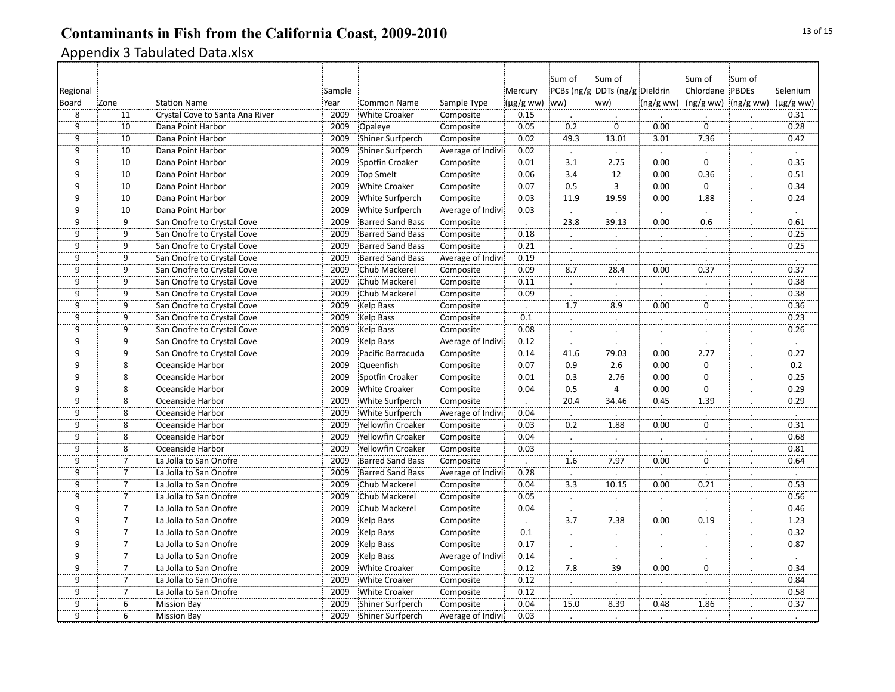# Contaminants in Fish from the California Coast, 2009-2010

Appendix 3 Tabulated Data.xlsx

| Regional Board | Zone | Station Name | Sample Year | Common Name | Sample Type | Mercury (µg/g ww) | Sum of PCBs (ng/g ww) | Sum of DDTs (ng/g ww) | Dieldrin (ng/g ww) | Sum of Chlordane (ng/g ww) | Sum of PBDEs (ng/g ww) | Selenium (µg/g ww) |
|---|---|---|---|---|---|---|---|---|---|---|---|---|
| 8 | 11 | Crystal Cove to Santa Ana River | 2009 | White Croaker | Composite | 0.15 | . | . | . | . | . | 0.31 |
| 9 | 10 | Dana Point Harbor | 2009 | Opaleye | Composite | 0.05 | 0.2 | 0 | 0.00 | 0 | . | 0.28 |
| 9 | 10 | Dana Point Harbor | 2009 | Shiner Surfperch | Composite | 0.02 | 49.3 | 13.01 | 3.01 | 7.36 | . | 0.42 |
| 9 | 10 | Dana Point Harbor | 2009 | Shiner Surfperch | Average of Indivi | 0.02 | . | . | . | . | . | . |
| 9 | 10 | Dana Point Harbor | 2009 | Spotfin Croaker | Composite | 0.01 | 3.1 | 2.75 | 0.00 | 0 | . | 0.35 |
| 9 | 10 | Dana Point Harbor | 2009 | Top Smelt | Composite | 0.06 | 3.4 | 12 | 0.00 | 0.36 | . | 0.51 |
| 9 | 10 | Dana Point Harbor | 2009 | White Croaker | Composite | 0.07 | 0.5 | 3 | 0.00 | 0 | . | 0.34 |
| 9 | 10 | Dana Point Harbor | 2009 | White Surfperch | Composite | 0.03 | 11.9 | 19.59 | 0.00 | 1.88 | . | 0.24 |
| 9 | 10 | Dana Point Harbor | 2009 | White Surfperch | Average of Indivi | 0.03 | . | . | . | . | . | . |
| 9 | 9 | San Onofre to Crystal Cove | 2009 | Barred Sand Bass | Composite | . | 23.8 | 39.13 | 0.00 | 0.6 | . | 0.61 |
| 9 | 9 | San Onofre to Crystal Cove | 2009 | Barred Sand Bass | Composite | 0.18 | . | . | . | . | . | 0.25 |
| 9 | 9 | San Onofre to Crystal Cove | 2009 | Barred Sand Bass | Composite | 0.21 | . | . | . | . | . | 0.25 |
| 9 | 9 | San Onofre to Crystal Cove | 2009 | Barred Sand Bass | Average of Indivi | 0.19 | . | . | . | . | . | . |
| 9 | 9 | San Onofre to Crystal Cove | 2009 | Chub Mackerel | Composite | 0.09 | 8.7 | 28.4 | 0.00 | 0.37 | . | 0.37 |
| 9 | 9 | San Onofre to Crystal Cove | 2009 | Chub Mackerel | Composite | 0.11 | . | . | . | . | . | 0.38 |
| 9 | 9 | San Onofre to Crystal Cove | 2009 | Chub Mackerel | Composite | 0.09 | . | . | . | . | . | 0.38 |
| 9 | 9 | San Onofre to Crystal Cove | 2009 | Kelp Bass | Composite | . | 1.7 | 8.9 | 0.00 | 0 | . | 0.36 |
| 9 | 9 | San Onofre to Crystal Cove | 2009 | Kelp Bass | Composite | 0.1 | . | . | . | . | . | 0.23 |
| 9 | 9 | San Onofre to Crystal Cove | 2009 | Kelp Bass | Composite | 0.08 | . | . | . | . | . | 0.26 |
| 9 | 9 | San Onofre to Crystal Cove | 2009 | Kelp Bass | Average of Indivi | 0.12 | . | . | . | . | . | . |
| 9 | 9 | San Onofre to Crystal Cove | 2009 | Pacific Barracuda | Composite | 0.14 | 41.6 | 79.03 | 0.00 | 2.77 | . | 0.27 |
| 9 | 8 | Oceanside Harbor | 2009 | Queenfish | Composite | 0.07 | 0.9 | 2.6 | 0.00 | 0 | . | 0.2 |
| 9 | 8 | Oceanside Harbor | 2009 | Spotfin Croaker | Composite | 0.01 | 0.3 | 2.76 | 0.00 | 0 | . | 0.25 |
| 9 | 8 | Oceanside Harbor | 2009 | White Croaker | Composite | 0.04 | 0.5 | 4 | 0.00 | 0 | . | 0.29 |
| 9 | 8 | Oceanside Harbor | 2009 | White Surfperch | Composite | . | 20.4 | 34.46 | 0.45 | 1.39 | . | 0.29 |
| 9 | 8 | Oceanside Harbor | 2009 | White Surfperch | Average of Indivi | 0.04 | . | . | . | . | . | . |
| 9 | 8 | Oceanside Harbor | 2009 | Yellowfin Croaker | Composite | 0.03 | 0.2 | 1.88 | 0.00 | 0 | . | 0.31 |
| 9 | 8 | Oceanside Harbor | 2009 | Yellowfin Croaker | Composite | 0.04 | . | . | . | . | . | 0.68 |
| 9 | 8 | Oceanside Harbor | 2009 | Yellowfin Croaker | Composite | 0.03 | . | . | . | . | . | 0.81 |
| 9 | 7 | La Jolla to San Onofre | 2009 | Barred Sand Bass | Composite | . | 1.6 | 7.97 | 0.00 | 0 | . | 0.64 |
| 9 | 7 | La Jolla to San Onofre | 2009 | Barred Sand Bass | Average of Indivi | 0.28 | . | . | . | . | . | . |
| 9 | 7 | La Jolla to San Onofre | 2009 | Chub Mackerel | Composite | 0.04 | 3.3 | 10.15 | 0.00 | 0.21 | . | 0.53 |
| 9 | 7 | La Jolla to San Onofre | 2009 | Chub Mackerel | Composite | 0.05 | . | . | . | . | . | 0.56 |
| 9 | 7 | La Jolla to San Onofre | 2009 | Chub Mackerel | Composite | 0.04 | . | . | . | . | . | 0.46 |
| 9 | 7 | La Jolla to San Onofre | 2009 | Kelp Bass | Composite | . | 3.7 | 7.38 | 0.00 | 0.19 | . | 1.23 |
| 9 | 7 | La Jolla to San Onofre | 2009 | Kelp Bass | Composite | 0.1 | . | . | . | . | . | 0.32 |
| 9 | 7 | La Jolla to San Onofre | 2009 | Kelp Bass | Composite | 0.17 | . | . | . | . | . | 0.87 |
| 9 | 7 | La Jolla to San Onofre | 2009 | Kelp Bass | Average of Indivi | 0.14 | . | . | . | . | . | . |
| 9 | 7 | La Jolla to San Onofre | 2009 | White Croaker | Composite | 0.12 | 7.8 | 39 | 0.00 | 0 | . | 0.34 |
| 9 | 7 | La Jolla to San Onofre | 2009 | White Croaker | Composite | 0.12 | . | . | . | . | . | 0.84 |
| 9 | 7 | La Jolla to San Onofre | 2009 | White Croaker | Composite | 0.12 | . | . | . | . | . | 0.58 |
| 9 | 6 | Mission Bay | 2009 | Shiner Surfperch | Composite | 0.04 | 15.0 | 8.39 | 0.48 | 1.86 | . | 0.37 |
| 9 | 6 | Mission Bay | 2009 | Shiner Surfperch | Average of Indivi | 0.03 | . | . | . | . | . | . |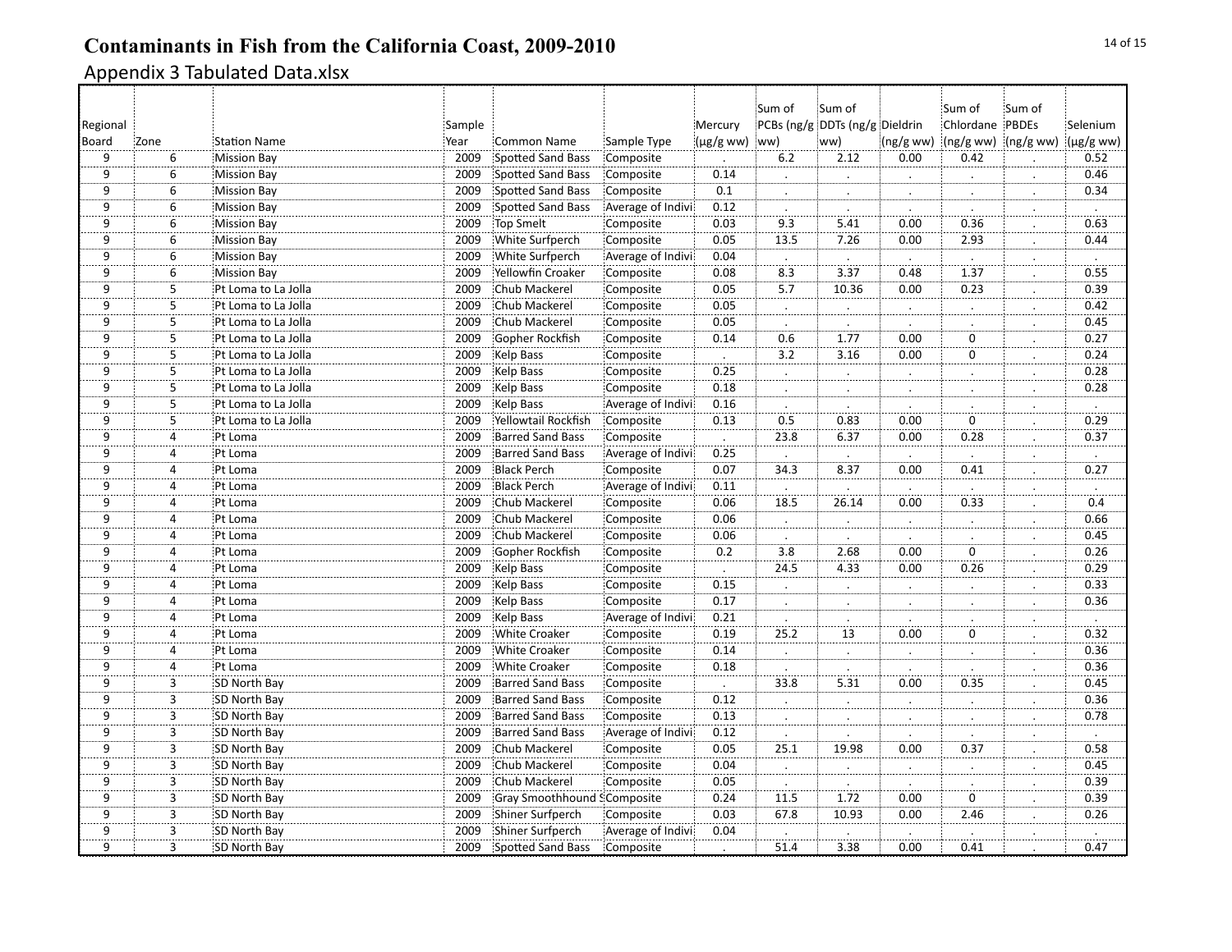# Contaminants in Fish from the California Coast, 2009-2010

## Appendix 3 Tabulated Data.xlsx

| Regional Board | Zone | Station Name | Sample Year | Common Name | Sample Type | Mercury (µg/g ww) | Sum of PCBs (ng/g ww) | Sum of DDTs (ng/g ww) | Dieldrin (ng/g ww) | Sum of Chlordane (ng/g ww) | Sum of PBDEs (ng/g ww) | Selenium (µg/g ww) |
|---|---|---|---|---|---|---|---|---|---|---|---|---|
| 9 | 6 | Mission Bay | 2009 | Spotted Sand Bass | Composite | . | 6.2 | 2.12 | 0.00 | 0.42 | . | 0.52 |
| 9 | 6 | Mission Bay | 2009 | Spotted Sand Bass | Composite | 0.14 | . | . | . | . | . | 0.46 |
| 9 | 6 | Mission Bay | 2009 | Spotted Sand Bass | Composite | 0.1 | . | . | . | . | . | 0.34 |
| 9 | 6 | Mission Bay | 2009 | Spotted Sand Bass | Average of Indivi | 0.12 | . | . | . | . | . | . |
| 9 | 6 | Mission Bay | 2009 | Top Smelt | Composite | 0.03 | 9.3 | 5.41 | 0.00 | 0.36 | . | 0.63 |
| 9 | 6 | Mission Bay | 2009 | White Surfperch | Composite | 0.05 | 13.5 | 7.26 | 0.00 | 2.93 | . | 0.44 |
| 9 | 6 | Mission Bay | 2009 | White Surfperch | Average of Indivi | 0.04 | . | . | . | . | . | . |
| 9 | 6 | Mission Bay | 2009 | Yellowfin Croaker | Composite | 0.08 | 8.3 | 3.37 | 0.48 | 1.37 | . | 0.55 |
| 9 | 5 | Pt Loma to La Jolla | 2009 | Chub Mackerel | Composite | 0.05 | 5.7 | 10.36 | 0.00 | 0.23 | . | 0.39 |
| 9 | 5 | Pt Loma to La Jolla | 2009 | Chub Mackerel | Composite | 0.05 | . | . | . | . | . | 0.42 |
| 9 | 5 | Pt Loma to La Jolla | 2009 | Chub Mackerel | Composite | 0.05 | . | . | . | . | . | 0.45 |
| 9 | 5 | Pt Loma to La Jolla | 2009 | Gopher Rockfish | Composite | 0.14 | 0.6 | 1.77 | 0.00 | 0 | . | 0.27 |
| 9 | 5 | Pt Loma to La Jolla | 2009 | Kelp Bass | Composite | . | 3.2 | 3.16 | 0.00 | 0 | . | 0.24 |
| 9 | 5 | Pt Loma to La Jolla | 2009 | Kelp Bass | Composite | 0.25 | . | . | . | . | . | 0.28 |
| 9 | 5 | Pt Loma to La Jolla | 2009 | Kelp Bass | Composite | 0.18 | . | . | . | . | . | 0.28 |
| 9 | 5 | Pt Loma to La Jolla | 2009 | Kelp Bass | Average of Indivi | 0.16 | . | . | . | . | . | . |
| 9 | 5 | Pt Loma to La Jolla | 2009 | Yellowtail Rockfish | Composite | 0.13 | 0.5 | 0.83 | 0.00 | 0 | . | 0.29 |
| 9 | 4 | Pt Loma | 2009 | Barred Sand Bass | Composite | . | 23.8 | 6.37 | 0.00 | 0.28 | . | 0.37 |
| 9 | 4 | Pt Loma | 2009 | Barred Sand Bass | Average of Indivi | 0.25 | . | . | . | . | . | . |
| 9 | 4 | Pt Loma | 2009 | Black Perch | Composite | 0.07 | 34.3 | 8.37 | 0.00 | 0.41 | . | 0.27 |
| 9 | 4 | Pt Loma | 2009 | Black Perch | Average of Indivi | 0.11 | . | . | . | . | . | . |
| 9 | 4 | Pt Loma | 2009 | Chub Mackerel | Composite | 0.06 | 18.5 | 26.14 | 0.00 | 0.33 | . | 0.4 |
| 9 | 4 | Pt Loma | 2009 | Chub Mackerel | Composite | 0.06 | . | . | . | . | . | 0.66 |
| 9 | 4 | Pt Loma | 2009 | Chub Mackerel | Composite | 0.06 | . | . | . | . | . | 0.45 |
| 9 | 4 | Pt Loma | 2009 | Gopher Rockfish | Composite | 0.2 | 3.8 | 2.68 | 0.00 | 0 | . | 0.26 |
| 9 | 4 | Pt Loma | 2009 | Kelp Bass | Composite | . | 24.5 | 4.33 | 0.00 | 0.26 | . | 0.29 |
| 9 | 4 | Pt Loma | 2009 | Kelp Bass | Composite | 0.15 | . | . | . | . | . | 0.33 |
| 9 | 4 | Pt Loma | 2009 | Kelp Bass | Composite | 0.17 | . | . | . | . | . | 0.36 |
| 9 | 4 | Pt Loma | 2009 | Kelp Bass | Average of Indivi | 0.21 | . | . | . | . | . | . |
| 9 | 4 | Pt Loma | 2009 | White Croaker | Composite | 0.19 | 25.2 | 13 | 0.00 | 0 | . | 0.32 |
| 9 | 4 | Pt Loma | 2009 | White Croaker | Composite | 0.14 | . | . | . | . | . | 0.36 |
| 9 | 4 | Pt Loma | 2009 | White Croaker | Composite | 0.18 | . | . | . | . | . | 0.36 |
| 9 | 3 | SD North Bay | 2009 | Barred Sand Bass | Composite | . | 33.8 | 5.31 | 0.00 | 0.35 | . | 0.45 |
| 9 | 3 | SD North Bay | 2009 | Barred Sand Bass | Composite | 0.12 | . | . | . | . | . | 0.36 |
| 9 | 3 | SD North Bay | 2009 | Barred Sand Bass | Composite | 0.13 | . | . | . | . | . | 0.78 |
| 9 | 3 | SD North Bay | 2009 | Barred Sand Bass | Average of Indivi | 0.12 | . | . | . | . | . | . |
| 9 | 3 | SD North Bay | 2009 | Chub Mackerel | Composite | 0.05 | 25.1 | 19.98 | 0.00 | 0.37 | . | 0.58 |
| 9 | 3 | SD North Bay | 2009 | Chub Mackerel | Composite | 0.04 | . | . | . | . | . | 0.45 |
| 9 | 3 | SD North Bay | 2009 | Chub Mackerel | Composite | 0.05 | . | . | . | . | . | 0.39 |
| 9 | 3 | SD North Bay | 2009 | Gray Smoothhound S | Composite | 0.24 | 11.5 | 1.72 | 0.00 | 0 | . | 0.39 |
| 9 | 3 | SD North Bay | 2009 | Shiner Surfperch | Composite | 0.03 | 67.8 | 10.93 | 0.00 | 2.46 | . | 0.26 |
| 9 | 3 | SD North Bay | 2009 | Shiner Surfperch | Average of Indivi | 0.04 | . | . | . | . | . | . |
| 9 | 3 | SD North Bay | 2009 | Spotted Sand Bass | Composite | . | 51.4 | 3.38 | 0.00 | 0.41 | . | 0.47 |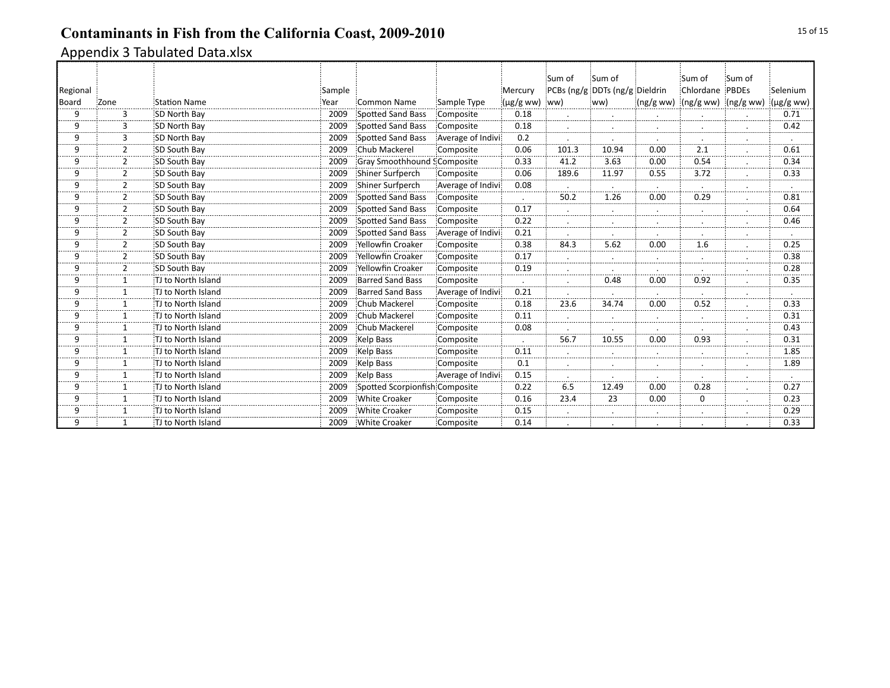# Contaminants in Fish from the California Coast, 2009-2010

## Appendix 3 Tabulated Data.xlsx

| Regional Board | Zone | Station Name | Sample Year | Common Name | Sample Type | Mercury (µg/g ww) | Sum of PCBs (ng/g ww) | Sum of DDTs (ng/g ww) | Dieldrin (ng/g ww) | Sum of Chlordane (ng/g ww) | Sum of PBDEs (ng/g ww) | Selenium (µg/g ww) |
|---|---|---|---|---|---|---|---|---|---|---|---|---|
| 9 | 3 | SD North Bay | 2009 | Spotted Sand Bass | Composite | 0.18 | . | . | . | . | . | 0.71 |
| 9 | 3 | SD North Bay | 2009 | Spotted Sand Bass | Composite | 0.18 | . | . | . | . | . | 0.42 |
| 9 | 3 | SD North Bay | 2009 | Spotted Sand Bass | Average of Indivi | 0.2 | . | . | . | . | . | . |
| 9 | 2 | SD South Bay | 2009 | Chub Mackerel | Composite | 0.06 | 101.3 | 10.94 | 0.00 | 2.1 | . | 0.61 |
| 9 | 2 | SD South Bay | 2009 | Gray Smoothhound S | Composite | 0.33 | 41.2 | 3.63 | 0.00 | 0.54 | . | 0.34 |
| 9 | 2 | SD South Bay | 2009 | Shiner Surfperch | Composite | 0.06 | 189.6 | 11.97 | 0.55 | 3.72 | . | 0.33 |
| 9 | 2 | SD South Bay | 2009 | Shiner Surfperch | Average of Indivi | 0.08 | . | . | . | . | . | . |
| 9 | 2 | SD South Bay | 2009 | Spotted Sand Bass | Composite | . | 50.2 | 1.26 | 0.00 | 0.29 | . | 0.81 |
| 9 | 2 | SD South Bay | 2009 | Spotted Sand Bass | Composite | 0.17 | . | . | . | . | . | 0.64 |
| 9 | 2 | SD South Bay | 2009 | Spotted Sand Bass | Composite | 0.22 | . | . | . | . | . | 0.46 |
| 9 | 2 | SD South Bay | 2009 | Spotted Sand Bass | Average of Indivi | 0.21 | . | . | . | . | . | . |
| 9 | 2 | SD South Bay | 2009 | Yellowfin Croaker | Composite | 0.38 | 84.3 | 5.62 | 0.00 | 1.6 | . | 0.25 |
| 9 | 2 | SD South Bay | 2009 | Yellowfin Croaker | Composite | 0.17 | . | . | . | . | . | 0.38 |
| 9 | 2 | SD South Bay | 2009 | Yellowfin Croaker | Composite | 0.19 | . | . | . | . | . | 0.28 |
| 9 | 1 | TJ to North Island | 2009 | Barred Sand Bass | Composite | . | . | 0.48 | 0.00 | 0.92 | . | 0.35 |
| 9 | 1 | TJ to North Island | 2009 | Barred Sand Bass | Average of Indivi | 0.21 | . | . | . | . | . | . |
| 9 | 1 | TJ to North Island | 2009 | Chub Mackerel | Composite | 0.18 | 23.6 | 34.74 | 0.00 | 0.52 | . | 0.33 |
| 9 | 1 | TJ to North Island | 2009 | Chub Mackerel | Composite | 0.11 | . | . | . | . | . | 0.31 |
| 9 | 1 | TJ to North Island | 2009 | Chub Mackerel | Composite | 0.08 | . | . | . | . | . | 0.43 |
| 9 | 1 | TJ to North Island | 2009 | Kelp Bass | Composite | . | 56.7 | 10.55 | 0.00 | 0.93 | . | 0.31 |
| 9 | 1 | TJ to North Island | 2009 | Kelp Bass | Composite | 0.11 | . | . | . | . | . | 1.85 |
| 9 | 1 | TJ to North Island | 2009 | Kelp Bass | Composite | 0.1 | . | . | . | . | . | 1.89 |
| 9 | 1 | TJ to North Island | 2009 | Kelp Bass | Average of Indivi | 0.15 | . | . | . | . | . | . |
| 9 | 1 | TJ to North Island | 2009 | Spotted Scorpionfish | Composite | 0.22 | 6.5 | 12.49 | 0.00 | 0.28 | . | 0.27 |
| 9 | 1 | TJ to North Island | 2009 | White Croaker | Composite | 0.16 | 23.4 | 23 | 0.00 | 0 | . | 0.23 |
| 9 | 1 | TJ to North Island | 2009 | White Croaker | Composite | 0.15 | . | . | . | . | . | 0.29 |
| 9 | 1 | TJ to North Island | 2009 | White Croaker | Composite | 0.14 | . | . | . | . | . | 0.33 |